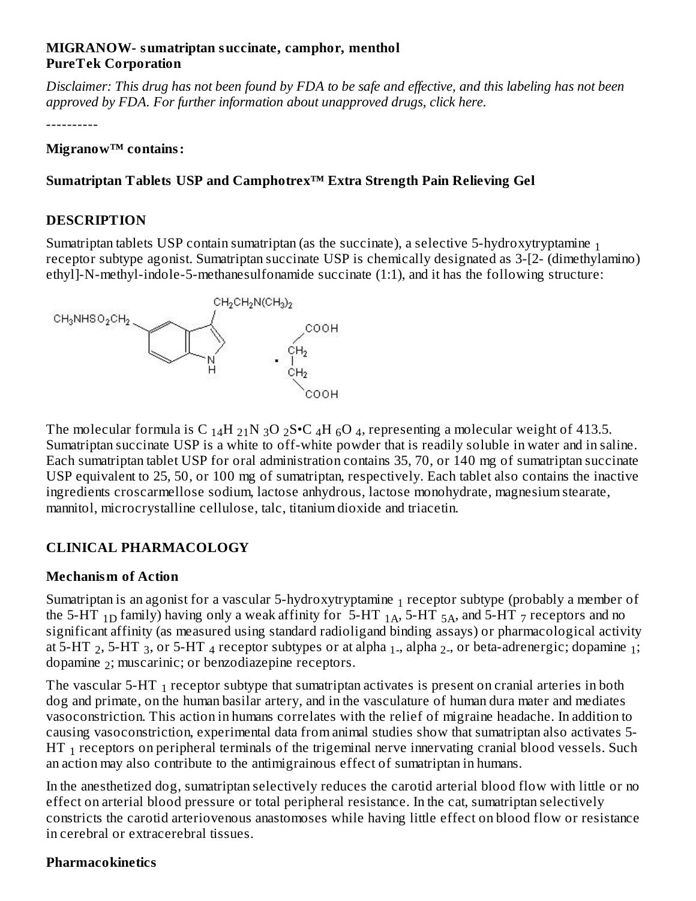**MIGRANOW- sumatriptan succinate, camphor, menthol**
**PureTek Corporation**

*Disclaimer: This drug has not been found by FDA to be safe and effective, and this labeling has not been approved by FDA. For further information about unapproved drugs, click here.*

----------

**Migranow™ contains:**

**Sumatriptan Tablets USP and Camphotrex™ Extra Strength Pain Relieving Gel**

## DESCRIPTION

Sumatriptan tablets USP contain sumatriptan (as the succinate), a selective 5-hydroxytryptamine $_1$ receptor subtype agonist. Sumatriptan succinate USP is chemically designated as 3-[2- (dimethylamino) ethyl]-N-methyl-indole-5-methanesulfonamide succinate (1:1), and it has the following structure:

The molecular formula is $C_{14}H_{21}N_3O_2S \cdot C_4H_6O_4$, representing a molecular weight of 413.5. Sumatriptan succinate USP is a white to off-white powder that is readily soluble in water and in saline. Each sumatriptan tablet USP for oral administration contains 35, 70, or 140 mg of sumatriptan succinate USP equivalent to 25, 50, or 100 mg of sumatriptan, respectively. Each tablet also contains the inactive ingredients croscarmellose sodium, lactose anhydrous, lactose monohydrate, magnesium stearate, mannitol, microcrystalline cellulose, talc, titanium dioxide and triacetin.

## CLINICAL PHARMACOLOGY

### Mechanism of Action

Sumatriptan is an agonist for a vascular 5-hydroxytryptamine $_1$ receptor subtype (probably a member of the 5-HT $_{1D}$ family) having only a weak affinity for 5-HT $_{1A}$, 5-HT $_{5A}$, and 5-HT $_7$ receptors and no significant affinity (as measured using standard radioligand binding assays) or pharmacological activity at 5-HT $_2$, 5-HT $_3$, or 5-HT $_4$ receptor subtypes or at alpha $_1$-, alpha $_2$-, or beta-adrenergic; dopamine $_1$; dopamine $_2$; muscarinic; or benzodiazepine receptors.

The vascular 5-HT $_1$ receptor subtype that sumatriptan activates is present on cranial arteries in both dog and primate, on the human basilar artery, and in the vasculature of human dura mater and mediates vasoconstriction. This action in humans correlates with the relief of migraine headache. In addition to causing vasoconstriction, experimental data from animal studies show that sumatriptan also activates 5-HT $_1$ receptors on peripheral terminals of the trigeminal nerve innervating cranial blood vessels. Such an action may also contribute to the antimigrainous effect of sumatriptan in humans.

In the anesthetized dog, sumatriptan selectively reduces the carotid arterial blood flow with little or no effect on arterial blood pressure or total peripheral resistance. In the cat, sumatriptan selectively constricts the carotid arteriovenous anastomoses while having little effect on blood flow or resistance in cerebral or extracerebral tissues.

### Pharmacokinetics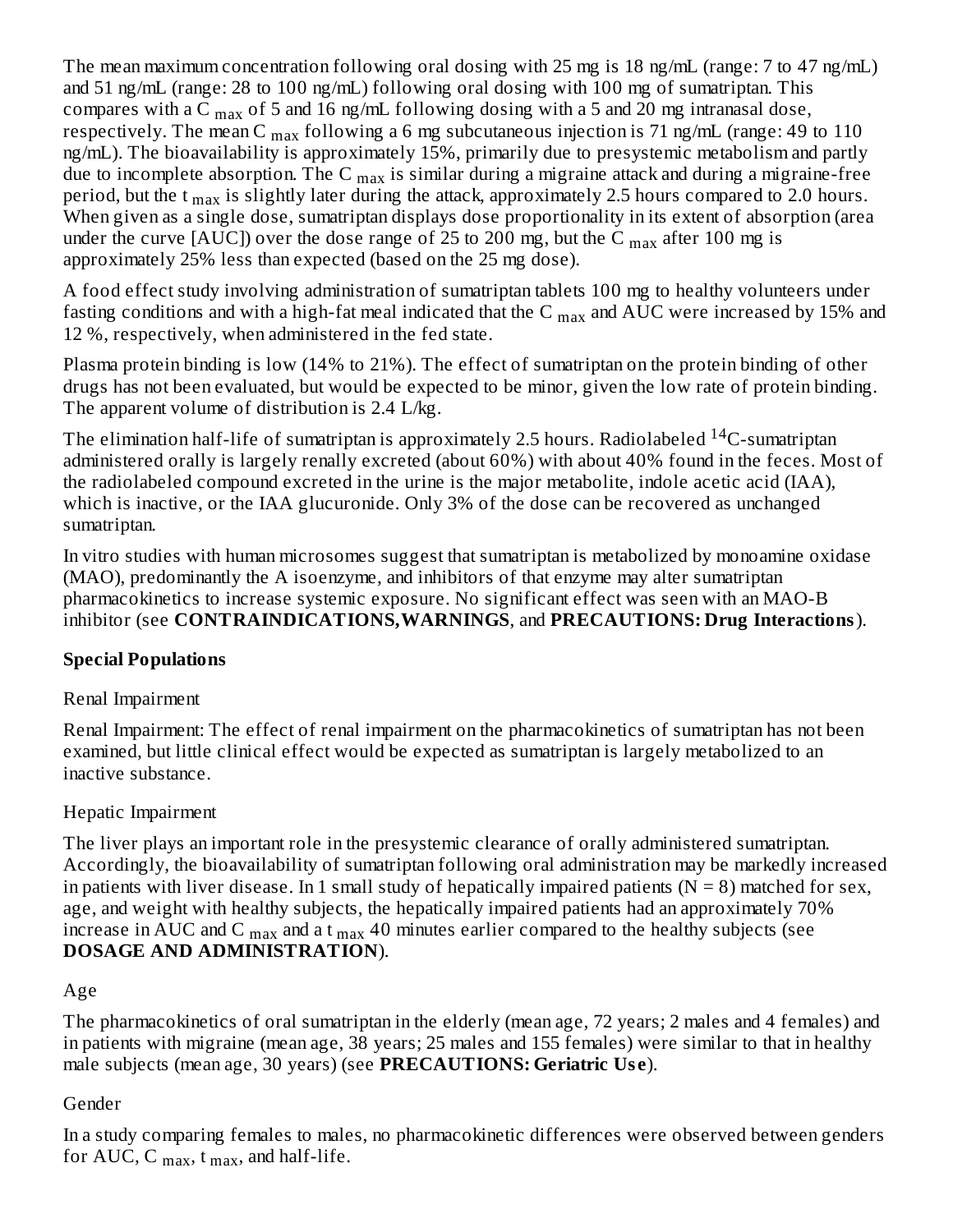The mean maximum concentration following oral dosing with 25 mg is 18 ng/mL (range: 7 to 47 ng/mL) and 51 ng/mL (range: 28 to 100 ng/mL) following oral dosing with 100 mg of sumatriptan. This compares with a $C_{max}$ of 5 and 16 ng/mL following dosing with a 5 and 20 mg intranasal dose, respectively. The mean $C_{max}$ following a 6 mg subcutaneous injection is 71 ng/mL (range: 49 to 110 ng/mL). The bioavailability is approximately 15%, primarily due to presystemic metabolism and partly due to incomplete absorption. The $C_{max}$ is similar during a migraine attack and during a migraine-free period, but the $t_{max}$ is slightly later during the attack, approximately 2.5 hours compared to 2.0 hours. When given as a single dose, sumatriptan displays dose proportionality in its extent of absorption (area under the curve [AUC]) over the dose range of 25 to 200 mg, but the $C_{max}$ after 100 mg is approximately 25% less than expected (based on the 25 mg dose).

A food effect study involving administration of sumatriptan tablets 100 mg to healthy volunteers under fasting conditions and with a high-fat meal indicated that the $C_{max}$ and AUC were increased by 15% and 12 %, respectively, when administered in the fed state.

Plasma protein binding is low (14% to 21%). The effect of sumatriptan on the protein binding of other drugs has not been evaluated, but would be expected to be minor, given the low rate of protein binding. The apparent volume of distribution is 2.4 L/kg.

The elimination half-life of sumatriptan is approximately 2.5 hours. Radiolabeled $^{14}C$-sumatriptan administered orally is largely renally excreted (about 60%) with about 40% found in the feces. Most of the radiolabeled compound excreted in the urine is the major metabolite, indole acetic acid (IAA), which is inactive, or the IAA glucuronide. Only 3% of the dose can be recovered as unchanged sumatriptan.

In vitro studies with human microsomes suggest that sumatriptan is metabolized by monoamine oxidase (MAO), predominantly the A isoenzyme, and inhibitors of that enzyme may alter sumatriptan pharmacokinetics to increase systemic exposure. No significant effect was seen with an MAO-B inhibitor (see **CONTRAINDICATIONS, WARNINGS**, and **PRECAUTIONS: Drug Interactions**).

**Special Populations**

Renal Impairment

Renal Impairment: The effect of renal impairment on the pharmacokinetics of sumatriptan has not been examined, but little clinical effect would be expected as sumatriptan is largely metabolized to an inactive substance.

Hepatic Impairment

The liver plays an important role in the presystemic clearance of orally administered sumatriptan. Accordingly, the bioavailability of sumatriptan following oral administration may be markedly increased in patients with liver disease. In 1 small study of hepatically impaired patients (N = 8) matched for sex, age, and weight with healthy subjects, the hepatically impaired patients had an approximately 70% increase in AUC and $C_{max}$ and a $t_{max}$ 40 minutes earlier compared to the healthy subjects (see **DOSAGE AND ADMINISTRATION**).

Age

The pharmacokinetics of oral sumatriptan in the elderly (mean age, 72 years; 2 males and 4 females) and in patients with migraine (mean age, 38 years; 25 males and 155 females) were similar to that in healthy male subjects (mean age, 30 years) (see **PRECAUTIONS: Geriatric Use**).

Gender

In a study comparing females to males, no pharmacokinetic differences were observed between genders for AUC, $C_{max}$, $t_{max}$, and half-life.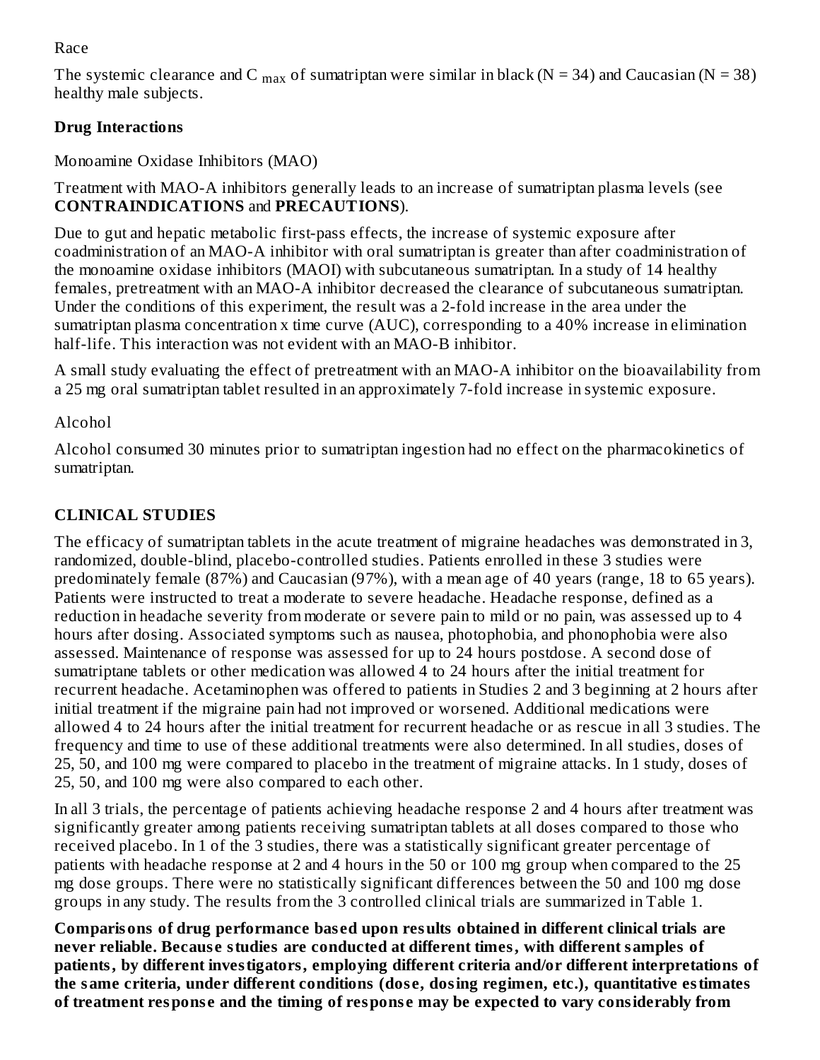Race

The systemic clearance and $C_{max}$ of sumatriptan were similar in black (N = 34) and Caucasian (N = 38) healthy male subjects.

**Drug Interactions**

Monoamine Oxidase Inhibitors (MAO)

Treatment with MAO-A inhibitors generally leads to an increase of sumatriptan plasma levels (see **CONTRAINDICATIONS** and **PRECAUTIONS**).

Due to gut and hepatic metabolic first-pass effects, the increase of systemic exposure after coadministration of an MAO-A inhibitor with oral sumatriptan is greater than after coadministration of the monoamine oxidase inhibitors (MAOI) with subcutaneous sumatriptan. In a study of 14 healthy females, pretreatment with an MAO-A inhibitor decreased the clearance of subcutaneous sumatriptan. Under the conditions of this experiment, the result was a 2-fold increase in the area under the sumatriptan plasma concentration x time curve (AUC), corresponding to a 40% increase in elimination half-life. This interaction was not evident with an MAO-B inhibitor.

A small study evaluating the effect of pretreatment with an MAO-A inhibitor on the bioavailability from a 25 mg oral sumatriptan tablet resulted in an approximately 7-fold increase in systemic exposure.

Alcohol

Alcohol consumed 30 minutes prior to sumatriptan ingestion had no effect on the pharmacokinetics of sumatriptan.

## CLINICAL STUDIES

The efficacy of sumatriptan tablets in the acute treatment of migraine headaches was demonstrated in 3, randomized, double-blind, placebo-controlled studies. Patients enrolled in these 3 studies were predominately female (87%) and Caucasian (97%), with a mean age of 40 years (range, 18 to 65 years). Patients were instructed to treat a moderate to severe headache. Headache response, defined as a reduction in headache severity from moderate or severe pain to mild or no pain, was assessed up to 4 hours after dosing. Associated symptoms such as nausea, photophobia, and phonophobia were also assessed. Maintenance of response was assessed for up to 24 hours postdose. A second dose of sumatriptane tablets or other medication was allowed 4 to 24 hours after the initial treatment for recurrent headache. Acetaminophen was offered to patients in Studies 2 and 3 beginning at 2 hours after initial treatment if the migraine pain had not improved or worsened. Additional medications were allowed 4 to 24 hours after the initial treatment for recurrent headache or as rescue in all 3 studies. The frequency and time to use of these additional treatments were also determined. In all studies, doses of 25, 50, and 100 mg were compared to placebo in the treatment of migraine attacks. In 1 study, doses of 25, 50, and 100 mg were also compared to each other.

In all 3 trials, the percentage of patients achieving headache response 2 and 4 hours after treatment was significantly greater among patients receiving sumatriptan tablets at all doses compared to those who received placebo. In 1 of the 3 studies, there was a statistically significant greater percentage of patients with headache response at 2 and 4 hours in the 50 or 100 mg group when compared to the 25 mg dose groups. There were no statistically significant differences between the 50 and 100 mg dose groups in any study. The results from the 3 controlled clinical trials are summarized in Table 1.

**Comparisons of drug performance based upon results obtained in different clinical trials are never reliable. Because studies are conducted at different times, with different samples of patients, by different investigators, employing different criteria and/or different interpretations of the same criteria, under different conditions (dose, dosing regimen, etc.), quantitative estimates of treatment response and the timing of response may be expected to vary considerably from**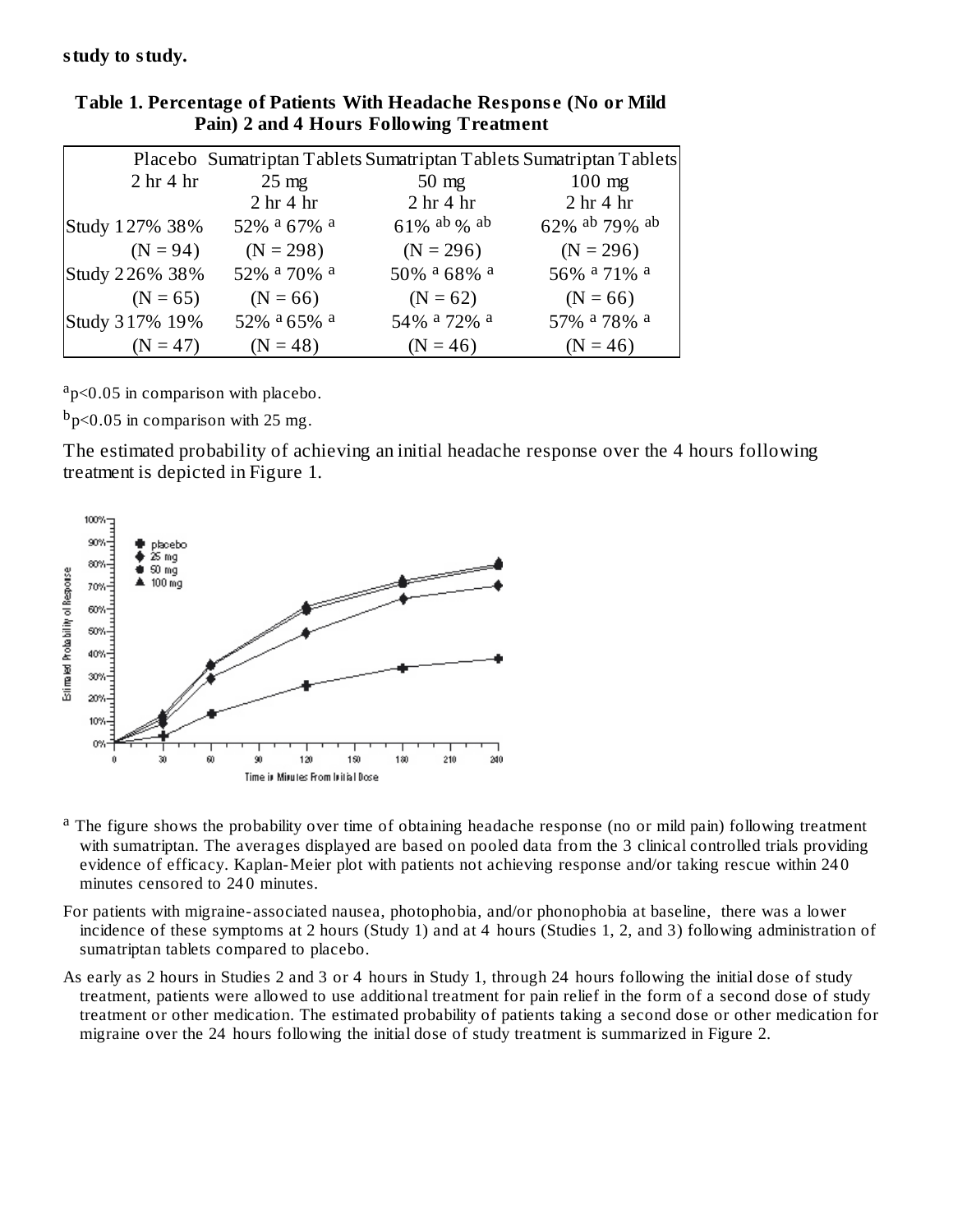**study to study.**

**Table 1. Percentage of Patients With Headache Response (No or Mild Pain) 2 and 4 Hours Following Treatment**

| | Placebo 2 hr | Placebo 4 hr | Sumatriptan Tablets 25 mg 2 hr | Sumatriptan Tablets 25 mg 4 hr | Sumatriptan Tablets 50 mg 2 hr | Sumatriptan Tablets 50 mg 4 hr | Sumatriptan Tablets 100 mg 2 hr | Sumatriptan Tablets 100 mg 4 hr |
|---|---|---|---|---|---|---|---|---|
| Study 1 | 27% | 38% | 52% [a] | 67% [a] | 61% [ab] | % [ab] | 62% [ab] | 79% [ab] |
| | (N = 94) | | (N = 298) | | (N = 296) | | (N = 296) | |
| Study 2 | 26% | 38% | 52% [a] | 70% [a] | 50% [a] | 68% [a] | 56% [a] | 71% [a] |
| | (N = 65) | | (N = 66) | | (N = 62) | | (N = 66) | |
| Study 3 | 17% | 19% | 52% [a] | 65% [a] | 54% [a] | 72% [a] | 57% [a] | 78% [a] |
| | (N = 47) | | (N = 48) | | (N = 46) | | (N = 46) | |

[a] $p<0.05$ in comparison with placebo.

[b] $p<0.05$ in comparison with 25 mg.

The estimated probability of achieving an initial headache response over the 4 hours following treatment is depicted in Figure 1.

[a] The figure shows the probability over time of obtaining headache response (no or mild pain) following treatment with sumatriptan. The averages displayed are based on pooled data from the 3 clinical controlled trials providing evidence of efficacy. Kaplan-Meier plot with patients not achieving response and/or taking rescue within 240 minutes censored to 240 minutes.

For patients with migraine-associated nausea, photophobia, and/or phonophobia at baseline, there was a lower incidence of these symptoms at 2 hours (Study 1) and at 4 hours (Studies 1, 2, and 3) following administration of sumatriptan tablets compared to placebo.

As early as 2 hours in Studies 2 and 3 or 4 hours in Study 1, through 24 hours following the initial dose of study treatment, patients were allowed to use additional treatment for pain relief in the form of a second dose of study treatment or other medication. The estimated probability of patients taking a second dose or other medication for migraine over the 24 hours following the initial dose of study treatment is summarized in Figure 2.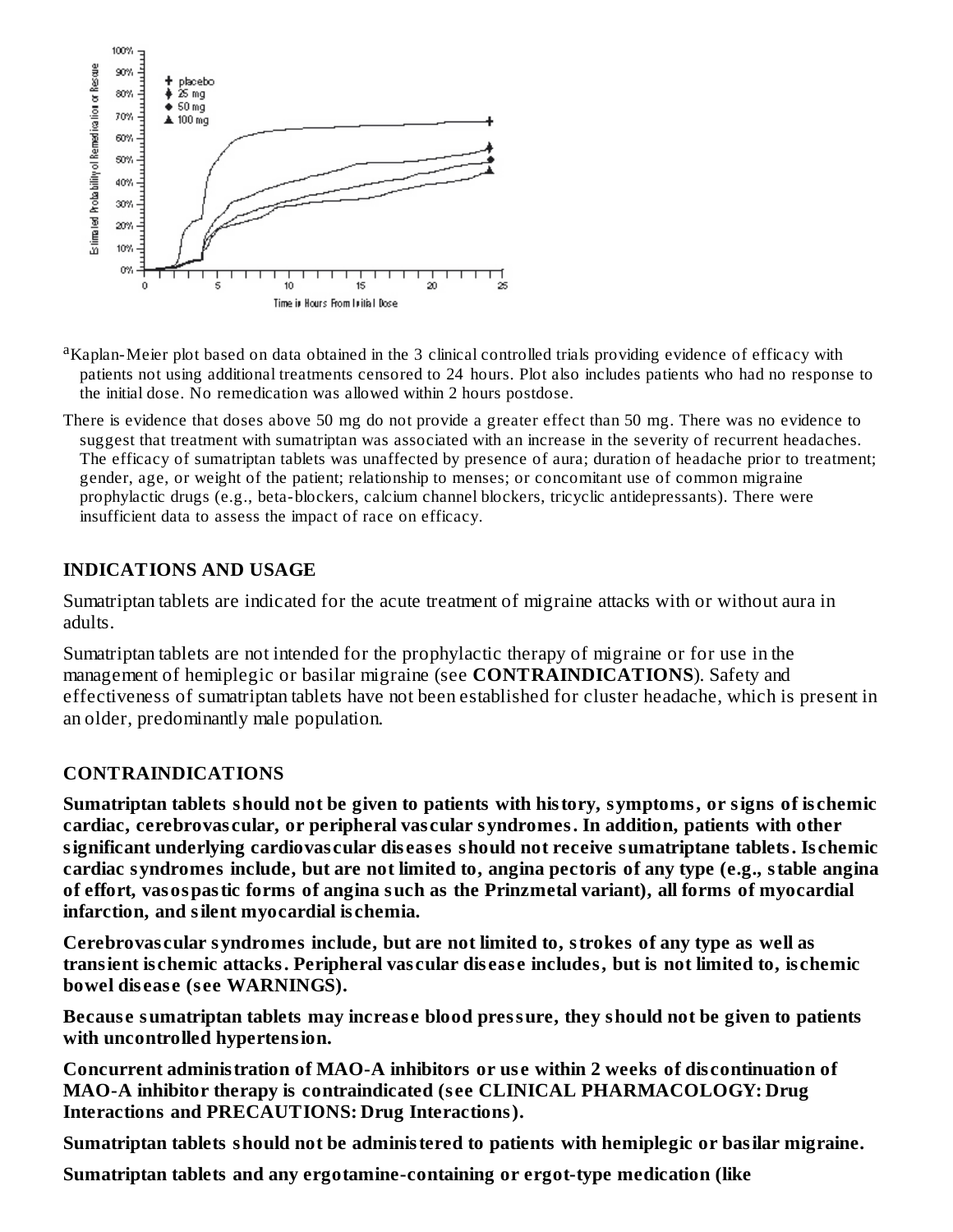[a]Kaplan-Meier plot based on data obtained in the 3 clinical controlled trials providing evidence of efficacy with patients not using additional treatments censored to 24 hours. Plot also includes patients who had no response to the initial dose. No remedication was allowed within 2 hours postdose.

There is evidence that doses above 50 mg do not provide a greater effect than 50 mg. There was no evidence to suggest that treatment with sumatriptan was associated with an increase in the severity of recurrent headaches. The efficacy of sumatriptan tablets was unaffected by presence of aura; duration of headache prior to treatment; gender, age, or weight of the patient; relationship to menses; or concomitant use of common migraine prophylactic drugs (e.g., beta-blockers, calcium channel blockers, tricyclic antidepressants). There were insufficient data to assess the impact of race on efficacy.

## INDICATIONS AND USAGE

Sumatriptan tablets are indicated for the acute treatment of migraine attacks with or without aura in adults.

Sumatriptan tablets are not intended for the prophylactic therapy of migraine or for use in the management of hemiplegic or basilar migraine (see **CONTRAINDICATIONS**). Safety and effectiveness of sumatriptan tablets have not been established for cluster headache, which is present in an older, predominantly male population.

## CONTRAINDICATIONS

**Sumatriptan tablets should not be given to patients with history, symptoms, or signs of ischemic cardiac, cerebrovascular, or peripheral vascular syndromes. In addition, patients with other significant underlying cardiovascular diseases should not receive sumatriptane tablets. Ischemic cardiac syndromes include, but are not limited to, angina pectoris of any type (e.g., stable angina of effort, vasospastic forms of angina such as the Prinzmetal variant), all forms of myocardial infarction, and silent myocardial ischemia.**

**Cerebrovascular syndromes include, but are not limited to, strokes of any type as well as transient ischemic attacks. Peripheral vascular disease includes, but is not limited to, ischemic bowel disease (see WARNINGS).**

**Because sumatriptan tablets may increase blood pressure, they should not be given to patients with uncontrolled hypertension.**

**Concurrent administration of MAO-A inhibitors or use within 2 weeks of discontinuation of MAO-A inhibitor therapy is contraindicated (see CLINICAL PHARMACOLOGY: Drug Interactions and PRECAUTIONS: Drug Interactions).**

**Sumatriptan tablets should not be administered to patients with hemiplegic or basilar migraine.**

**Sumatriptan tablets and any ergotamine-containing or ergot-type medication (like**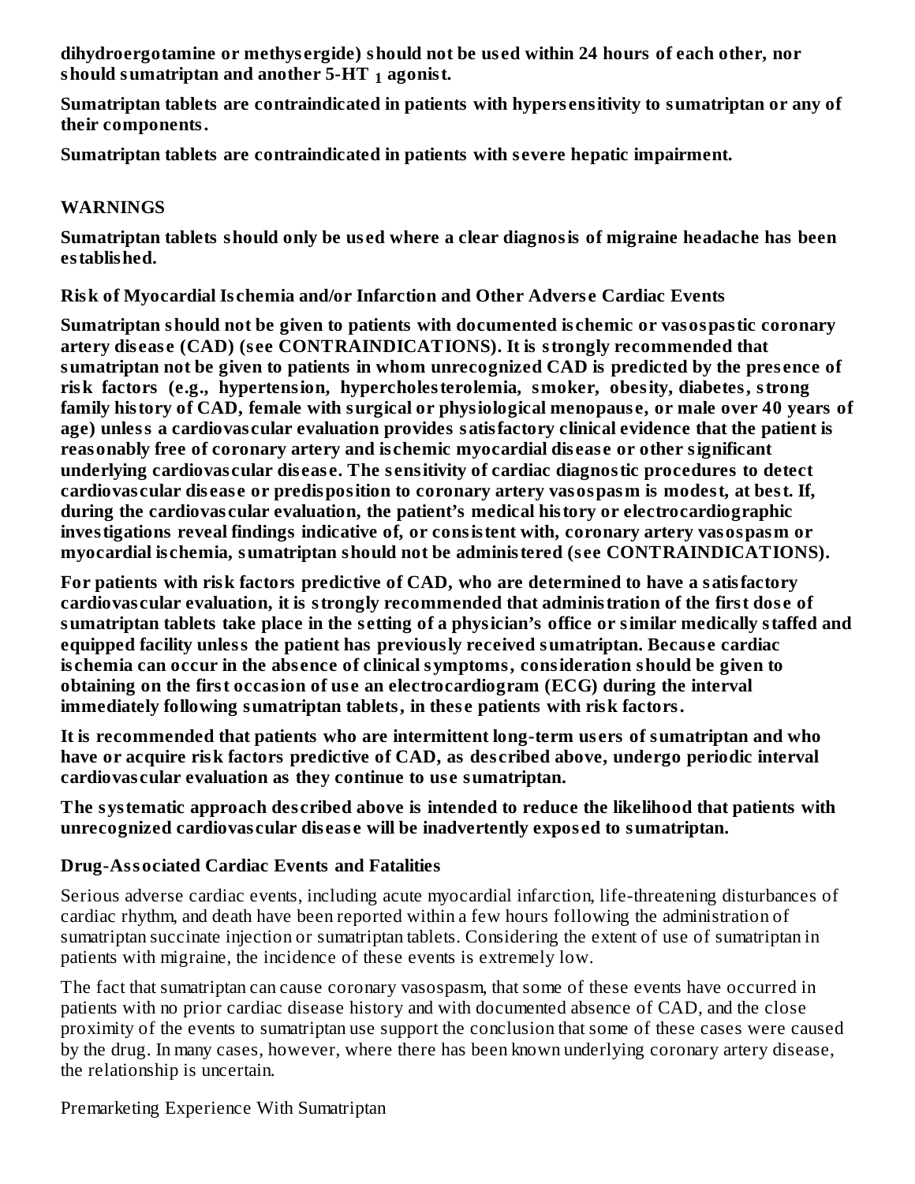**dihydroergotamine or methysergide) should not be used within 24 hours of each other, nor should sumatriptan and another 5-HT $_1$ agonist.**

**Sumatriptan tablets are contraindicated in patients with hypersensitivity to sumatriptan or any of their components.**

**Sumatriptan tablets are contraindicated in patients with severe hepatic impairment.**

## WARNINGS

**Sumatriptan tablets should only be used where a clear diagnosis of migraine headache has been established.**

### Risk of Myocardial Ischemia and/or Infarction and Other Adverse Cardiac Events

**Sumatriptan should not be given to patients with documented ischemic or vasospastic coronary artery disease (CAD) (see CONTRAINDICATIONS). It is strongly recommended that sumatriptan not be given to patients in whom unrecognized CAD is predicted by the presence of risk factors (e.g., hypertension, hypercholesterolemia, smoker, obesity, diabetes, strong family history of CAD, female with surgical or physiological menopause, or male over 40 years of age) unless a cardiovascular evaluation provides satisfactory clinical evidence that the patient is reasonably free of coronary artery and ischemic myocardial disease or other significant underlying cardiovascular disease. The sensitivity of cardiac diagnostic procedures to detect cardiovascular disease or predisposition to coronary artery vasospasm is modest, at best. If, during the cardiovascular evaluation, the patient's medical history or electrocardiographic investigations reveal findings indicative of, or consistent with, coronary artery vasospasm or myocardial ischemia, sumatriptan should not be administered (see CONTRAINDICATIONS).**

**For patients with risk factors predictive of CAD, who are determined to have a satisfactory cardiovascular evaluation, it is strongly recommended that administration of the first dose of sumatriptan tablets take place in the setting of a physician's office or similar medically staffed and equipped facility unless the patient has previously received sumatriptan. Because cardiac ischemia can occur in the absence of clinical symptoms, consideration should be given to obtaining on the first occasion of use an electrocardiogram (ECG) during the interval immediately following sumatriptan tablets, in these patients with risk factors.**

**It is recommended that patients who are intermittent long-term users of sumatriptan and who have or acquire risk factors predictive of CAD, as described above, undergo periodic interval cardiovascular evaluation as they continue to use sumatriptan.**

**The systematic approach described above is intended to reduce the likelihood that patients with unrecognized cardiovascular disease will be inadvertently exposed to sumatriptan.**

### Drug-Associated Cardiac Events and Fatalities

Serious adverse cardiac events, including acute myocardial infarction, life-threatening disturbances of cardiac rhythm, and death have been reported within a few hours following the administration of sumatriptan succinate injection or sumatriptan tablets. Considering the extent of use of sumatriptan in patients with migraine, the incidence of these events is extremely low.

The fact that sumatriptan can cause coronary vasospasm, that some of these events have occurred in patients with no prior cardiac disease history and with documented absence of CAD, and the close proximity of the events to sumatriptan use support the conclusion that some of these cases were caused by the drug. In many cases, however, where there has been known underlying coronary artery disease, the relationship is uncertain.

Premarketing Experience With Sumatriptan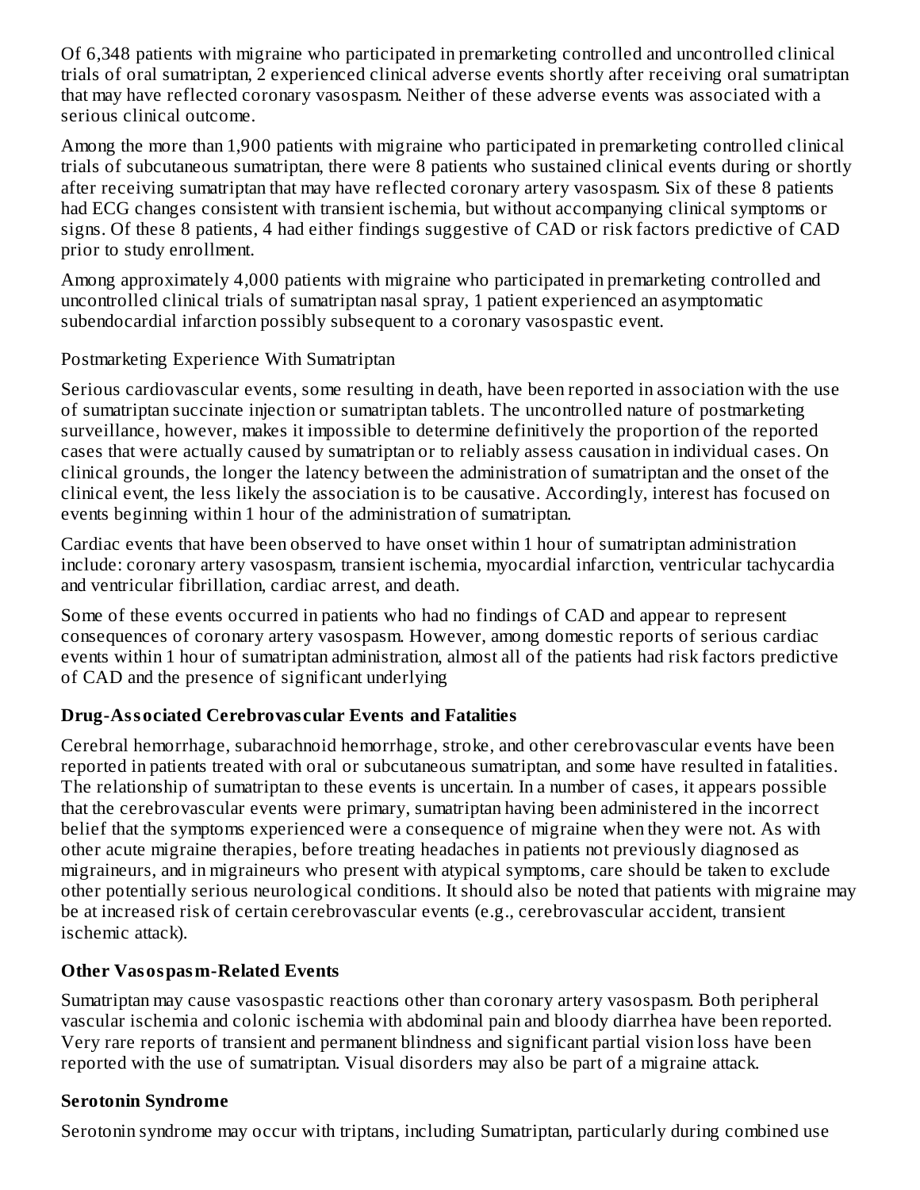Of 6,348 patients with migraine who participated in premarketing controlled and uncontrolled clinical trials of oral sumatriptan, 2 experienced clinical adverse events shortly after receiving oral sumatriptan that may have reflected coronary vasospasm. Neither of these adverse events was associated with a serious clinical outcome.

Among the more than 1,900 patients with migraine who participated in premarketing controlled clinical trials of subcutaneous sumatriptan, there were 8 patients who sustained clinical events during or shortly after receiving sumatriptan that may have reflected coronary artery vasospasm. Six of these 8 patients had ECG changes consistent with transient ischemia, but without accompanying clinical symptoms or signs. Of these 8 patients, 4 had either findings suggestive of CAD or risk factors predictive of CAD prior to study enrollment.

Among approximately 4,000 patients with migraine who participated in premarketing controlled and uncontrolled clinical trials of sumatriptan nasal spray, 1 patient experienced an asymptomatic subendocardial infarction possibly subsequent to a coronary vasospastic event.

Postmarketing Experience With Sumatriptan

Serious cardiovascular events, some resulting in death, have been reported in association with the use of sumatriptan succinate injection or sumatriptan tablets. The uncontrolled nature of postmarketing surveillance, however, makes it impossible to determine definitively the proportion of the reported cases that were actually caused by sumatriptan or to reliably assess causation in individual cases. On clinical grounds, the longer the latency between the administration of sumatriptan and the onset of the clinical event, the less likely the association is to be causative. Accordingly, interest has focused on events beginning within 1 hour of the administration of sumatriptan.

Cardiac events that have been observed to have onset within 1 hour of sumatriptan administration include: coronary artery vasospasm, transient ischemia, myocardial infarction, ventricular tachycardia and ventricular fibrillation, cardiac arrest, and death.

Some of these events occurred in patients who had no findings of CAD and appear to represent consequences of coronary artery vasospasm. However, among domestic reports of serious cardiac events within 1 hour of sumatriptan administration, almost all of the patients had risk factors predictive of CAD and the presence of significant underlying

**Drug-Associated Cerebrovascular Events and Fatalities**

Cerebral hemorrhage, subarachnoid hemorrhage, stroke, and other cerebrovascular events have been reported in patients treated with oral or subcutaneous sumatriptan, and some have resulted in fatalities. The relationship of sumatriptan to these events is uncertain. In a number of cases, it appears possible that the cerebrovascular events were primary, sumatriptan having been administered in the incorrect belief that the symptoms experienced were a consequence of migraine when they were not. As with other acute migraine therapies, before treating headaches in patients not previously diagnosed as migraineurs, and in migraineurs who present with atypical symptoms, care should be taken to exclude other potentially serious neurological conditions. It should also be noted that patients with migraine may be at increased risk of certain cerebrovascular events (e.g., cerebrovascular accident, transient ischemic attack).

**Other Vasospasm-Related Events**

Sumatriptan may cause vasospastic reactions other than coronary artery vasospasm. Both peripheral vascular ischemia and colonic ischemia with abdominal pain and bloody diarrhea have been reported. Very rare reports of transient and permanent blindness and significant partial vision loss have been reported with the use of sumatriptan. Visual disorders may also be part of a migraine attack.

**Serotonin Syndrome**

Serotonin syndrome may occur with triptans, including Sumatriptan, particularly during combined use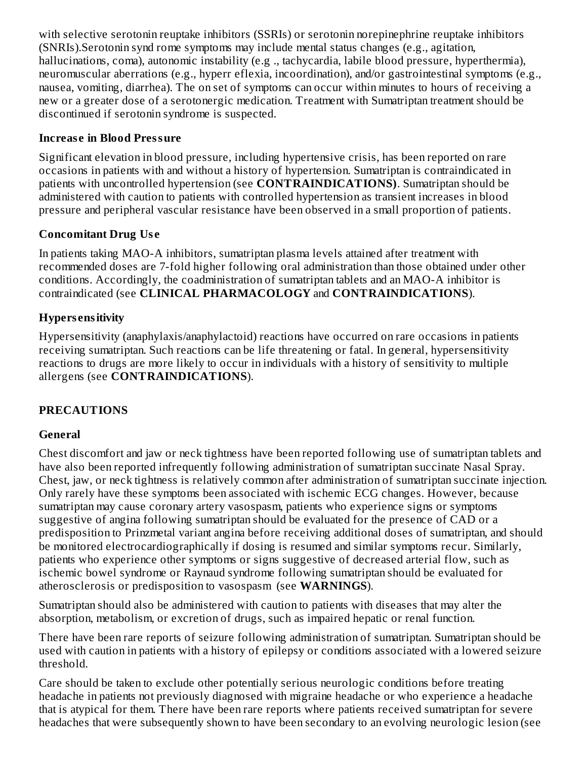with selective serotonin reuptake inhibitors (SSRIs) or serotonin norepinephrine reuptake inhibitors (SNRIs).Serotonin syndrome symptoms may include mental status changes (e.g., agitation, hallucinations, coma), autonomic instability (e.g ., tachycardia, labile blood pressure, hyperthermia), neuromuscular aberrations (e.g., hyperreflexia, incoordination), and/or gastrointestinal symptoms (e.g., nausea, vomiting, diarrhea). The onset of symptoms can occur within minutes to hours of receiving a new or a greater dose of a serotonergic medication. Treatment with Sumatriptan treatment should be discontinued if serotonin syndrome is suspected.

### Increase in Blood Pressure

Significant elevation in blood pressure, including hypertensive crisis, has been reported on rare occasions in patients with and without a history of hypertension. Sumatriptan is contraindicated in patients with uncontrolled hypertension (see **CONTRAINDICATIONS)**. Sumatriptan should be administered with caution to patients with controlled hypertension as transient increases in blood pressure and peripheral vascular resistance have been observed in a small proportion of patients.

### Concomitant Drug Use

In patients taking MAO-A inhibitors, sumatriptan plasma levels attained after treatment with recommended doses are 7-fold higher following oral administration than those obtained under other conditions. Accordingly, the coadministration of sumatriptan tablets and an MAO-A inhibitor is contraindicated (see **CLINICAL PHARMACOLOGY** and **CONTRAINDICATIONS**).

### Hypersensitivity

Hypersensitivity (anaphylaxis/anaphylactoid) reactions have occurred on rare occasions in patients receiving sumatriptan. Such reactions can be life threatening or fatal. In general, hypersensitivity reactions to drugs are more likely to occur in individuals with a history of sensitivity to multiple allergens (see **CONTRAINDICATIONS**).

## PRECAUTIONS

### General

Chest discomfort and jaw or neck tightness have been reported following use of sumatriptan tablets and have also been reported infrequently following administration of sumatriptan succinate Nasal Spray. Chest, jaw, or neck tightness is relatively common after administration of sumatriptan succinate injection. Only rarely have these symptoms been associated with ischemic ECG changes. However, because sumatriptan may cause coronary artery vasospasm, patients who experience signs or symptoms suggestive of angina following sumatriptan should be evaluated for the presence of CAD or a predisposition to Prinzmetal variant angina before receiving additional doses of sumatriptan, and should be monitored electrocardiographically if dosing is resumed and similar symptoms recur. Similarly, patients who experience other symptoms or signs suggestive of decreased arterial flow, such as ischemic bowel syndrome or Raynaud syndrome following sumatriptan should be evaluated for atherosclerosis or predisposition to vasospasm (see **WARNINGS**).

Sumatriptan should also be administered with caution to patients with diseases that may alter the absorption, metabolism, or excretion of drugs, such as impaired hepatic or renal function.

There have been rare reports of seizure following administration of sumatriptan. Sumatriptan should be used with caution in patients with a history of epilepsy or conditions associated with a lowered seizure threshold.

Care should be taken to exclude other potentially serious neurologic conditions before treating headache in patients not previously diagnosed with migraine headache or who experience a headache that is atypical for them. There have been rare reports where patients received sumatriptan for severe headaches that were subsequently shown to have been secondary to an evolving neurologic lesion (see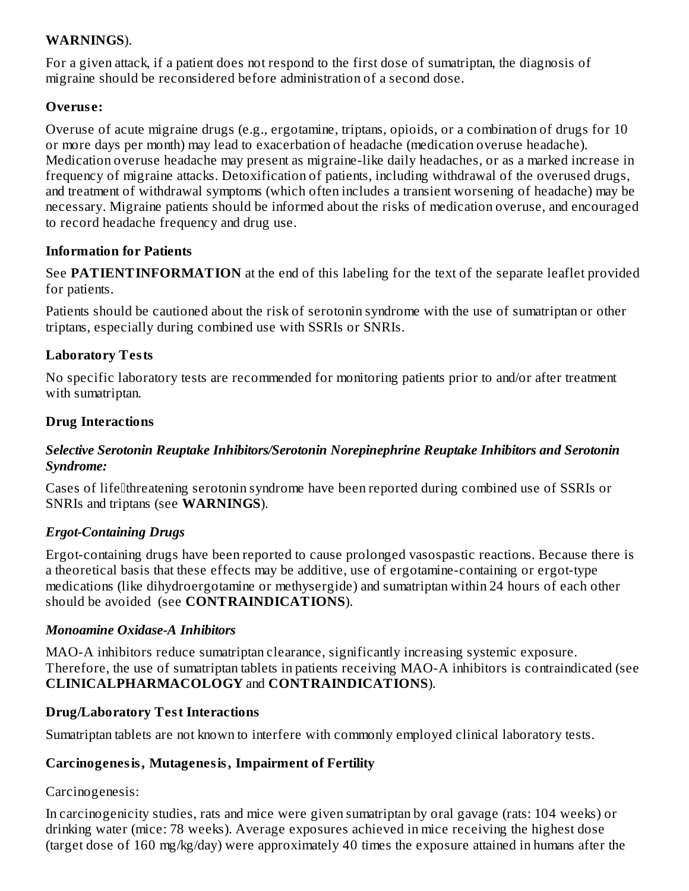**WARNINGS**).

For a given attack, if a patient does not respond to the first dose of sumatriptan, the diagnosis of migraine should be reconsidered before administration of a second dose.

**Overuse:**

Overuse of acute migraine drugs (e.g., ergotamine, triptans, opioids, or a combination of drugs for 10 or more days per month) may lead to exacerbation of headache (medication overuse headache). Medication overuse headache may present as migraine-like daily headaches, or as a marked increase in frequency of migraine attacks. Detoxification of patients, including withdrawal of the overused drugs, and treatment of withdrawal symptoms (which often includes a transient worsening of headache) may be necessary. Migraine patients should be informed about the risks of medication overuse, and encouraged to record headache frequency and drug use.

**Information for Patients**

See **PATIENTINFORMATION** at the end of this labeling for the text of the separate leaflet provided for patients.

Patients should be cautioned about the risk of serotonin syndrome with the use of sumatriptan or other triptans, especially during combined use with SSRIs or SNRIs.

**Laboratory Tests**

No specific laboratory tests are recommended for monitoring patients prior to and/or after treatment with sumatriptan.

**Drug Interactions**

***Selective Serotonin Reuptake Inhibitors/Serotonin Norepinephrine Reuptake Inhibitors and Serotonin Syndrome:***

Cases of life-threatening serotonin syndrome have been reported during combined use of SSRIs or SNRIs and triptans (see **WARNINGS**).

***Ergot-Containing Drugs***

Ergot-containing drugs have been reported to cause prolonged vasospastic reactions. Because there is a theoretical basis that these effects may be additive, use of ergotamine-containing or ergot-type medications (like dihydroergotamine or methysergide) and sumatriptan within 24 hours of each other should be avoided (see **CONTRAINDICATIONS**).

***Monoamine Oxidase-A Inhibitors***

MAO-A inhibitors reduce sumatriptan clearance, significantly increasing systemic exposure. Therefore, the use of sumatriptan tablets in patients receiving MAO-A inhibitors is contraindicated (see **CLINICALPHARMACOLOGY** and **CONTRAINDICATIONS**).

**Drug/Laboratory Test Interactions**

Sumatriptan tablets are not known to interfere with commonly employed clinical laboratory tests.

**Carcinogenesis, Mutagenesis, Impairment of Fertility**

Carcinogenesis:

In carcinogenicity studies, rats and mice were given sumatriptan by oral gavage (rats: 104 weeks) or drinking water (mice: 78 weeks). Average exposures achieved in mice receiving the highest dose (target dose of 160 mg/kg/day) were approximately 40 times the exposure attained in humans after the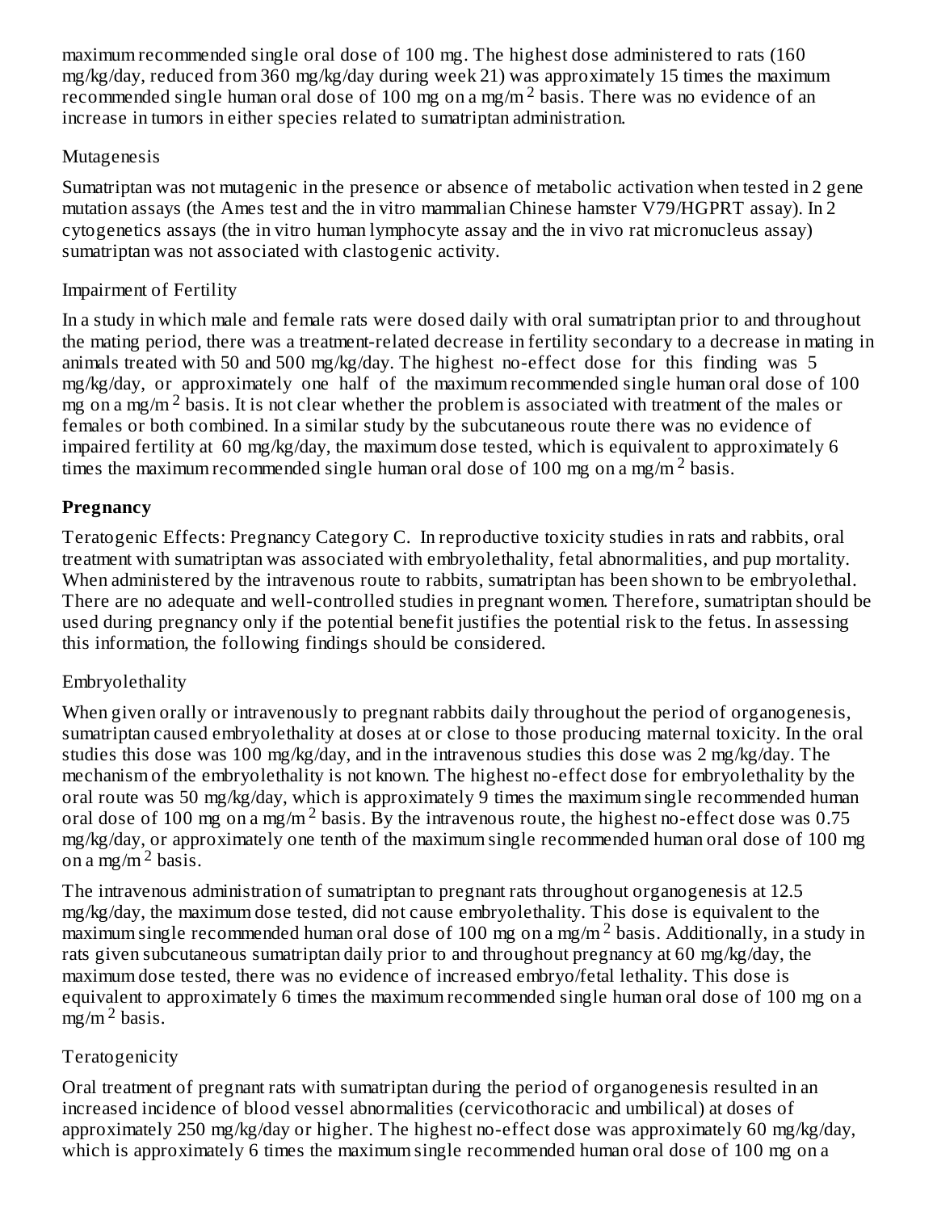maximum recommended single oral dose of 100 mg. The highest dose administered to rats (160 mg/kg/day, reduced from 360 mg/kg/day during week 21) was approximately 15 times the maximum recommended single human oral dose of 100 mg on a mg/$m^2$ basis. There was no evidence of an increase in tumors in either species related to sumatriptan administration.

Mutagenesis

Sumatriptan was not mutagenic in the presence or absence of metabolic activation when tested in 2 gene mutation assays (the Ames test and the in vitro mammalian Chinese hamster V79/HGPRT assay). In 2 cytogenetics assays (the in vitro human lymphocyte assay and the in vivo rat micronucleus assay) sumatriptan was not associated with clastogenic activity.

Impairment of Fertility

In a study in which male and female rats were dosed daily with oral sumatriptan prior to and throughout the mating period, there was a treatment-related decrease in fertility secondary to a decrease in mating in animals treated with 50 and 500 mg/kg/day. The highest no-effect dose for this finding was 5 mg/kg/day, or approximately one half of the maximum recommended single human oral dose of 100 mg on a mg/$m^2$ basis. It is not clear whether the problem is associated with treatment of the males or females or both combined. In a similar study by the subcutaneous route there was no evidence of impaired fertility at 60 mg/kg/day, the maximum dose tested, which is equivalent to approximately 6 times the maximum recommended single human oral dose of 100 mg on a mg/$m^2$ basis.

## Pregnancy

Teratogenic Effects: Pregnancy Category C. In reproductive toxicity studies in rats and rabbits, oral treatment with sumatriptan was associated with embryolethality, fetal abnormalities, and pup mortality. When administered by the intravenous route to rabbits, sumatriptan has been shown to be embryolethal. There are no adequate and well-controlled studies in pregnant women. Therefore, sumatriptan should be used during pregnancy only if the potential benefit justifies the potential risk to the fetus. In assessing this information, the following findings should be considered.

Embryolethality

When given orally or intravenously to pregnant rabbits daily throughout the period of organogenesis, sumatriptan caused embryolethality at doses at or close to those producing maternal toxicity. In the oral studies this dose was 100 mg/kg/day, and in the intravenous studies this dose was 2 mg/kg/day. The mechanism of the embryolethality is not known. The highest no-effect dose for embryolethality by the oral route was 50 mg/kg/day, which is approximately 9 times the maximum single recommended human oral dose of 100 mg on a mg/$m^2$ basis. By the intravenous route, the highest no-effect dose was 0.75 mg/kg/day, or approximately one tenth of the maximum single recommended human oral dose of 100 mg on a mg/$m^2$ basis.

The intravenous administration of sumatriptan to pregnant rats throughout organogenesis at 12.5 mg/kg/day, the maximum dose tested, did not cause embryolethality. This dose is equivalent to the maximum single recommended human oral dose of 100 mg on a mg/$m^2$ basis. Additionally, in a study in rats given subcutaneous sumatriptan daily prior to and throughout pregnancy at 60 mg/kg/day, the maximum dose tested, there was no evidence of increased embryo/fetal lethality. This dose is equivalent to approximately 6 times the maximum recommended single human oral dose of 100 mg on a mg/$m^2$ basis.

Teratogenicity

Oral treatment of pregnant rats with sumatriptan during the period of organogenesis resulted in an increased incidence of blood vessel abnormalities (cervicothoracic and umbilical) at doses of approximately 250 mg/kg/day or higher. The highest no-effect dose was approximately 60 mg/kg/day, which is approximately 6 times the maximum single recommended human oral dose of 100 mg on a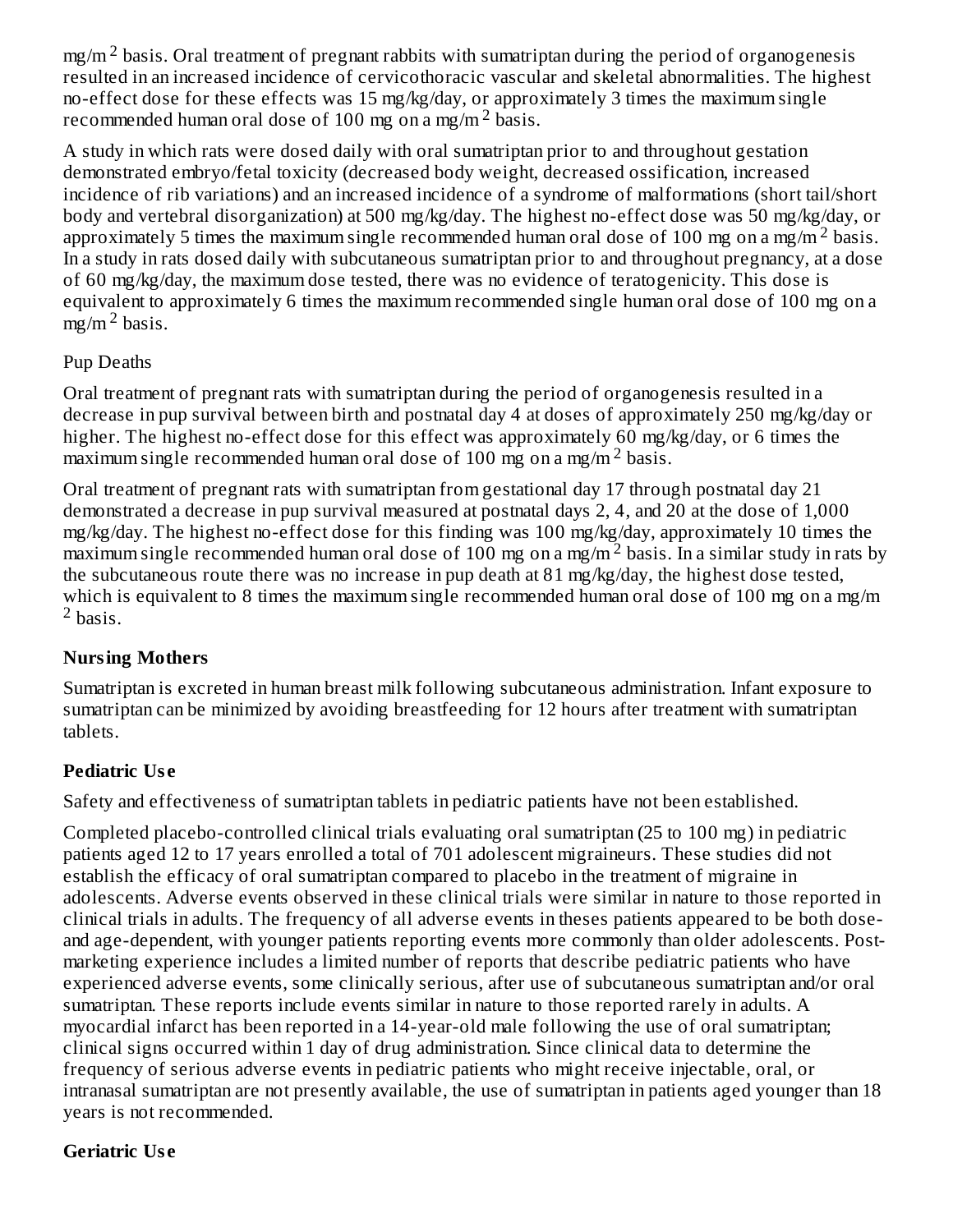$mg/m^2$ basis. Oral treatment of pregnant rabbits with sumatriptan during the period of organogenesis resulted in an increased incidence of cervicothoracic vascular and skeletal abnormalities. The highest no-effect dose for these effects was 15 mg/kg/day, or approximately 3 times the maximum single recommended human oral dose of 100 mg on a $mg/m^2$ basis.

A study in which rats were dosed daily with oral sumatriptan prior to and throughout gestation demonstrated embryo/fetal toxicity (decreased body weight, decreased ossification, increased incidence of rib variations) and an increased incidence of a syndrome of malformations (short tail/short body and vertebral disorganization) at 500 mg/kg/day. The highest no-effect dose was 50 mg/kg/day, or approximately 5 times the maximum single recommended human oral dose of 100 mg on a $mg/m^2$ basis. In a study in rats dosed daily with subcutaneous sumatriptan prior to and throughout pregnancy, at a dose of 60 mg/kg/day, the maximum dose tested, there was no evidence of teratogenicity. This dose is equivalent to approximately 6 times the maximum recommended single human oral dose of 100 mg on a $mg/m^2$ basis.

Pup Deaths

Oral treatment of pregnant rats with sumatriptan during the period of organogenesis resulted in a decrease in pup survival between birth and postnatal day 4 at doses of approximately 250 mg/kg/day or higher. The highest no-effect dose for this effect was approximately 60 mg/kg/day, or 6 times the maximum single recommended human oral dose of 100 mg on a $mg/m^2$ basis.

Oral treatment of pregnant rats with sumatriptan from gestational day 17 through postnatal day 21 demonstrated a decrease in pup survival measured at postnatal days 2, 4, and 20 at the dose of 1,000 mg/kg/day. The highest no-effect dose for this finding was 100 mg/kg/day, approximately 10 times the maximum single recommended human oral dose of 100 mg on a $mg/m^2$ basis. In a similar study in rats by the subcutaneous route there was no increase in pup death at 81 mg/kg/day, the highest dose tested, which is equivalent to 8 times the maximum single recommended human oral dose of 100 mg on a $mg/m^2$ basis.

**Nursing Mothers**

Sumatriptan is excreted in human breast milk following subcutaneous administration. Infant exposure to sumatriptan can be minimized by avoiding breastfeeding for 12 hours after treatment with sumatriptan tablets.

**Pediatric Use**

Safety and effectiveness of sumatriptan tablets in pediatric patients have not been established.

Completed placebo-controlled clinical trials evaluating oral sumatriptan (25 to 100 mg) in pediatric patients aged 12 to 17 years enrolled a total of 701 adolescent migraineurs. These studies did not establish the efficacy of oral sumatriptan compared to placebo in the treatment of migraine in adolescents. Adverse events observed in these clinical trials were similar in nature to those reported in clinical trials in adults. The frequency of all adverse events in theses patients appeared to be both dose- and age-dependent, with younger patients reporting events more commonly than older adolescents. Post-marketing experience includes a limited number of reports that describe pediatric patients who have experienced adverse events, some clinically serious, after use of subcutaneous sumatriptan and/or oral sumatriptan. These reports include events similar in nature to those reported rarely in adults. A myocardial infarct has been reported in a 14-year-old male following the use of oral sumatriptan; clinical signs occurred within 1 day of drug administration. Since clinical data to determine the frequency of serious adverse events in pediatric patients who might receive injectable, oral, or intranasal sumatriptan are not presently available, the use of sumatriptan in patients aged younger than 18 years is not recommended.

**Geriatric Use**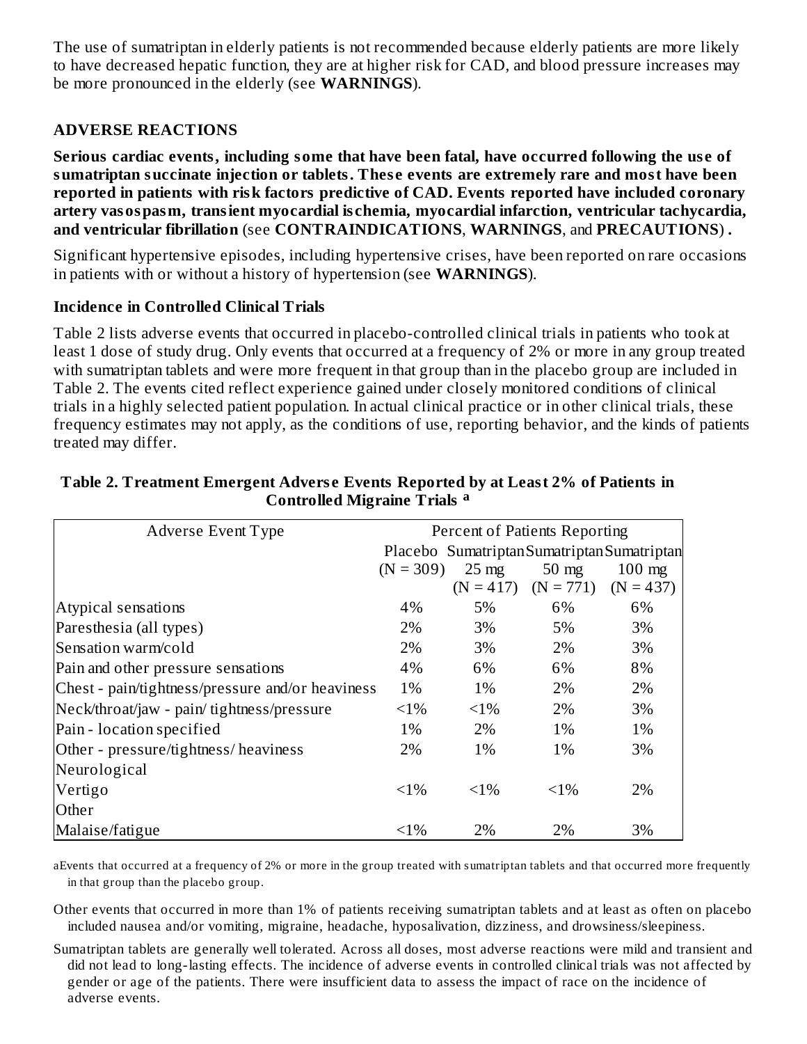The use of sumatriptan in elderly patients is not recommended because elderly patients are more likely to have decreased hepatic function, they are at higher risk for CAD, and blood pressure increases may be more pronounced in the elderly (see **WARNINGS**).

## ADVERSE REACTIONS

**Serious cardiac events, including some that have been fatal, have occurred following the use of sumatriptan succinate injection or tablets. These events are extremely rare and most have been reported in patients with risk factors predictive of CAD. Events reported have included coronary artery vasospasm, transient myocardial ischemia, myocardial infarction, ventricular tachycardia, and ventricular fibrillation** (see **CONTRAINDICATIONS**, **WARNINGS**, and **PRECAUTIONS**) **.**

Significant hypertensive episodes, including hypertensive crises, have been reported on rare occasions in patients with or without a history of hypertension (see **WARNINGS**).

### Incidence in Controlled Clinical Trials

Table 2 lists adverse events that occurred in placebo-controlled clinical trials in patients who took at least 1 dose of study drug. Only events that occurred at a frequency of 2% or more in any group treated with sumatriptan tablets and were more frequent in that group than in the placebo group are included in Table 2. The events cited reflect experience gained under closely monitored conditions of clinical trials in a highly selected patient population. In actual clinical practice or in other clinical trials, these frequency estimates may not apply, as the conditions of use, reporting behavior, and the kinds of patients treated may differ.

**Table 2. Treatment Emergent Adverse Events Reported by at Least 2% of Patients in Controlled Migraine Trials [a]**

| Adverse Event Type | Percent of Patients Reporting | | | |
|---|---|---|---|---|
| | Placebo (N = 309) | Sumatriptan 25 mg (N = 417) | Sumatriptan 50 mg (N = 771) | Sumatriptan 100 mg (N = 437) |
| Atypical sensations | 4% | 5% | 6% | 6% |
| Paresthesia (all types) | 2% | 3% | 5% | 3% |
| Sensation warm/cold | 2% | 3% | 2% | 3% |
| Pain and other pressure sensations | 4% | 6% | 6% | 8% |
| Chest - pain/tightness/pressure and/or heaviness | 1% | 1% | 2% | 2% |
| Neck/throat/jaw - pain/ tightness/pressure | <1% | <1% | 2% | 3% |
| Pain - location specified | 1% | 2% | 1% | 1% |
| Other - pressure/tightness/ heaviness | 2% | 1% | 1% | 3% |
| Neurological | | | | |
| Vertigo | <1% | <1% | <1% | 2% |
| Other | | | | |
| Malaise/fatigue | <1% | 2% | 2% | 3% |

[a]Events that occurred at a frequency of 2% or more in the group treated with sumatriptan tablets and that occurred more frequently in that group than the placebo group.

Other events that occurred in more than 1% of patients receiving sumatriptan tablets and at least as often on placebo included nausea and/or vomiting, migraine, headache, hyposalivation, dizziness, and drowsiness/sleepiness.

Sumatriptan tablets are generally well tolerated. Across all doses, most adverse reactions were mild and transient and did not lead to long-lasting effects. The incidence of adverse events in controlled clinical trials was not affected by gender or age of the patients. There were insufficient data to assess the impact of race on the incidence of adverse events.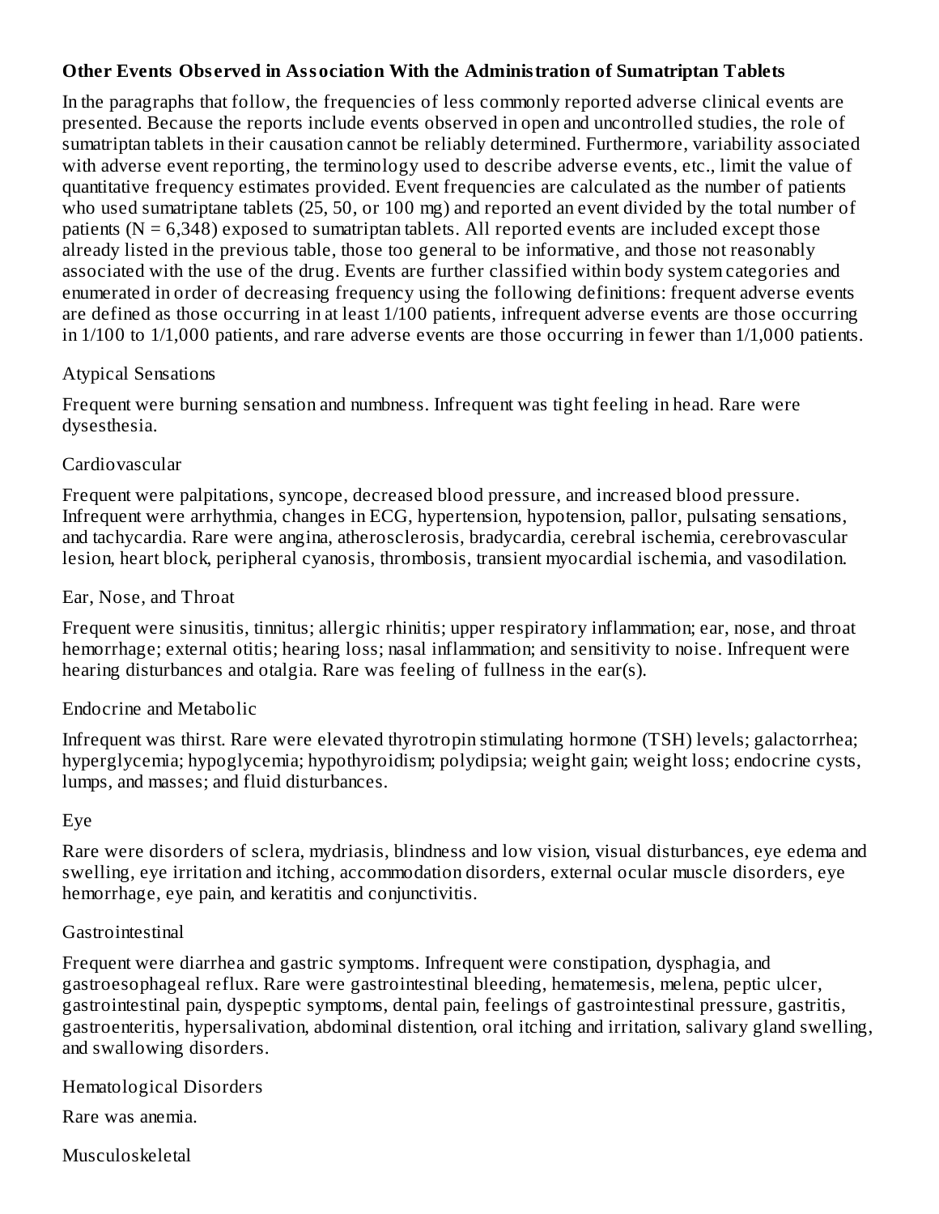### Other Events Observed in Association With the Administration of Sumatriptan Tablets

In the paragraphs that follow, the frequencies of less commonly reported adverse clinical events are presented. Because the reports include events observed in open and uncontrolled studies, the role of sumatriptan tablets in their causation cannot be reliably determined. Furthermore, variability associated with adverse event reporting, the terminology used to describe adverse events, etc., limit the value of quantitative frequency estimates provided. Event frequencies are calculated as the number of patients who used sumatriptane tablets (25, 50, or 100 mg) and reported an event divided by the total number of patients (N = 6,348) exposed to sumatriptan tablets. All reported events are included except those already listed in the previous table, those too general to be informative, and those not reasonably associated with the use of the drug. Events are further classified within body system categories and enumerated in order of decreasing frequency using the following definitions: frequent adverse events are defined as those occurring in at least 1/100 patients, infrequent adverse events are those occurring in 1/100 to 1/1,000 patients, and rare adverse events are those occurring in fewer than 1/1,000 patients.

Atypical Sensations

Frequent were burning sensation and numbness. Infrequent was tight feeling in head. Rare were dysesthesia.

Cardiovascular

Frequent were palpitations, syncope, decreased blood pressure, and increased blood pressure. Infrequent were arrhythmia, changes in ECG, hypertension, hypotension, pallor, pulsating sensations, and tachycardia. Rare were angina, atherosclerosis, bradycardia, cerebral ischemia, cerebrovascular lesion, heart block, peripheral cyanosis, thrombosis, transient myocardial ischemia, and vasodilation.

Ear, Nose, and Throat

Frequent were sinusitis, tinnitus; allergic rhinitis; upper respiratory inflammation; ear, nose, and throat hemorrhage; external otitis; hearing loss; nasal inflammation; and sensitivity to noise. Infrequent were hearing disturbances and otalgia. Rare was feeling of fullness in the ear(s).

Endocrine and Metabolic

Infrequent was thirst. Rare were elevated thyrotropin stimulating hormone (TSH) levels; galactorrhea; hyperglycemia; hypoglycemia; hypothyroidism; polydipsia; weight gain; weight loss; endocrine cysts, lumps, and masses; and fluid disturbances.

Eye

Rare were disorders of sclera, mydriasis, blindness and low vision, visual disturbances, eye edema and swelling, eye irritation and itching, accommodation disorders, external ocular muscle disorders, eye hemorrhage, eye pain, and keratitis and conjunctivitis.

Gastrointestinal

Frequent were diarrhea and gastric symptoms. Infrequent were constipation, dysphagia, and gastroesophageal reflux. Rare were gastrointestinal bleeding, hematemesis, melena, peptic ulcer, gastrointestinal pain, dyspeptic symptoms, dental pain, feelings of gastrointestinal pressure, gastritis, gastroenteritis, hypersalivation, abdominal distention, oral itching and irritation, salivary gland swelling, and swallowing disorders.

Hematological Disorders

Rare was anemia.

Musculoskeletal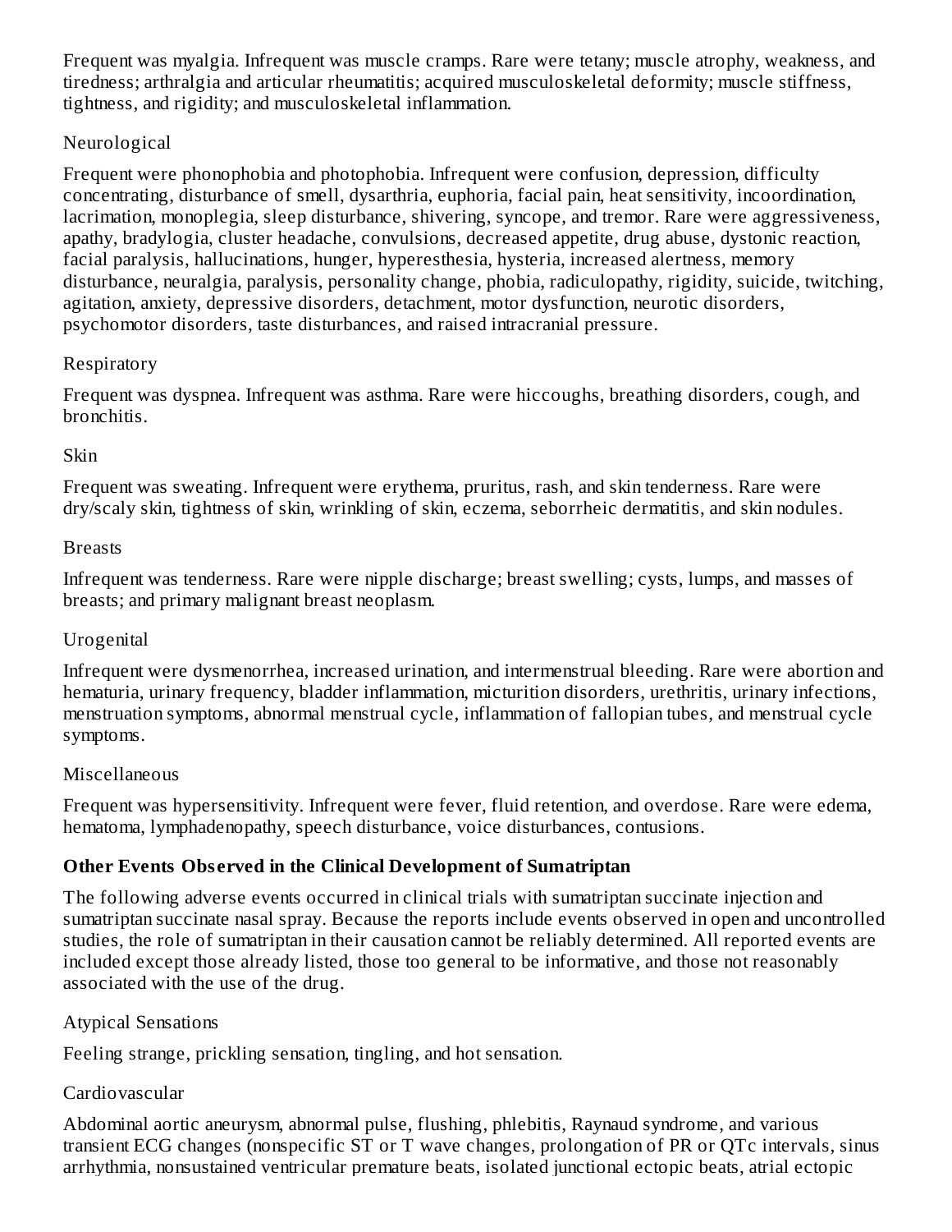Frequent was myalgia. Infrequent was muscle cramps. Rare were tetany; muscle atrophy, weakness, and tiredness; arthralgia and articular rheumatitis; acquired musculoskeletal deformity; muscle stiffness, tightness, and rigidity; and musculoskeletal inflammation.

Neurological

Frequent were phonophobia and photophobia. Infrequent were confusion, depression, difficulty concentrating, disturbance of smell, dysarthria, euphoria, facial pain, heat sensitivity, incoordination, lacrimation, monoplegia, sleep disturbance, shivering, syncope, and tremor. Rare were aggressiveness, apathy, bradylogia, cluster headache, convulsions, decreased appetite, drug abuse, dystonic reaction, facial paralysis, hallucinations, hunger, hyperesthesia, hysteria, increased alertness, memory disturbance, neuralgia, paralysis, personality change, phobia, radiculopathy, rigidity, suicide, twitching, agitation, anxiety, depressive disorders, detachment, motor dysfunction, neurotic disorders, psychomotor disorders, taste disturbances, and raised intracranial pressure.

Respiratory

Frequent was dyspnea. Infrequent was asthma. Rare were hiccoughs, breathing disorders, cough, and bronchitis.

Skin

Frequent was sweating. Infrequent were erythema, pruritus, rash, and skin tenderness. Rare were dry/scaly skin, tightness of skin, wrinkling of skin, eczema, seborrheic dermatitis, and skin nodules.

Breasts

Infrequent was tenderness. Rare were nipple discharge; breast swelling; cysts, lumps, and masses of breasts; and primary malignant breast neoplasm.

Urogenital

Infrequent were dysmenorrhea, increased urination, and intermenstrual bleeding. Rare were abortion and hematuria, urinary frequency, bladder inflammation, micturition disorders, urethritis, urinary infections, menstruation symptoms, abnormal menstrual cycle, inflammation of fallopian tubes, and menstrual cycle symptoms.

Miscellaneous

Frequent was hypersensitivity. Infrequent were fever, fluid retention, and overdose. Rare were edema, hematoma, lymphadenopathy, speech disturbance, voice disturbances, contusions.

**Other Events Observed in the Clinical Development of Sumatriptan**

The following adverse events occurred in clinical trials with sumatriptan succinate injection and sumatriptan succinate nasal spray. Because the reports include events observed in open and uncontrolled studies, the role of sumatriptan in their causation cannot be reliably determined. All reported events are included except those already listed, those too general to be informative, and those not reasonably associated with the use of the drug.

Atypical Sensations

Feeling strange, prickling sensation, tingling, and hot sensation.

Cardiovascular

Abdominal aortic aneurysm, abnormal pulse, flushing, phlebitis, Raynaud syndrome, and various transient ECG changes (nonspecific ST or T wave changes, prolongation of PR or QTc intervals, sinus arrhythmia, nonsustained ventricular premature beats, isolated junctional ectopic beats, atrial ectopic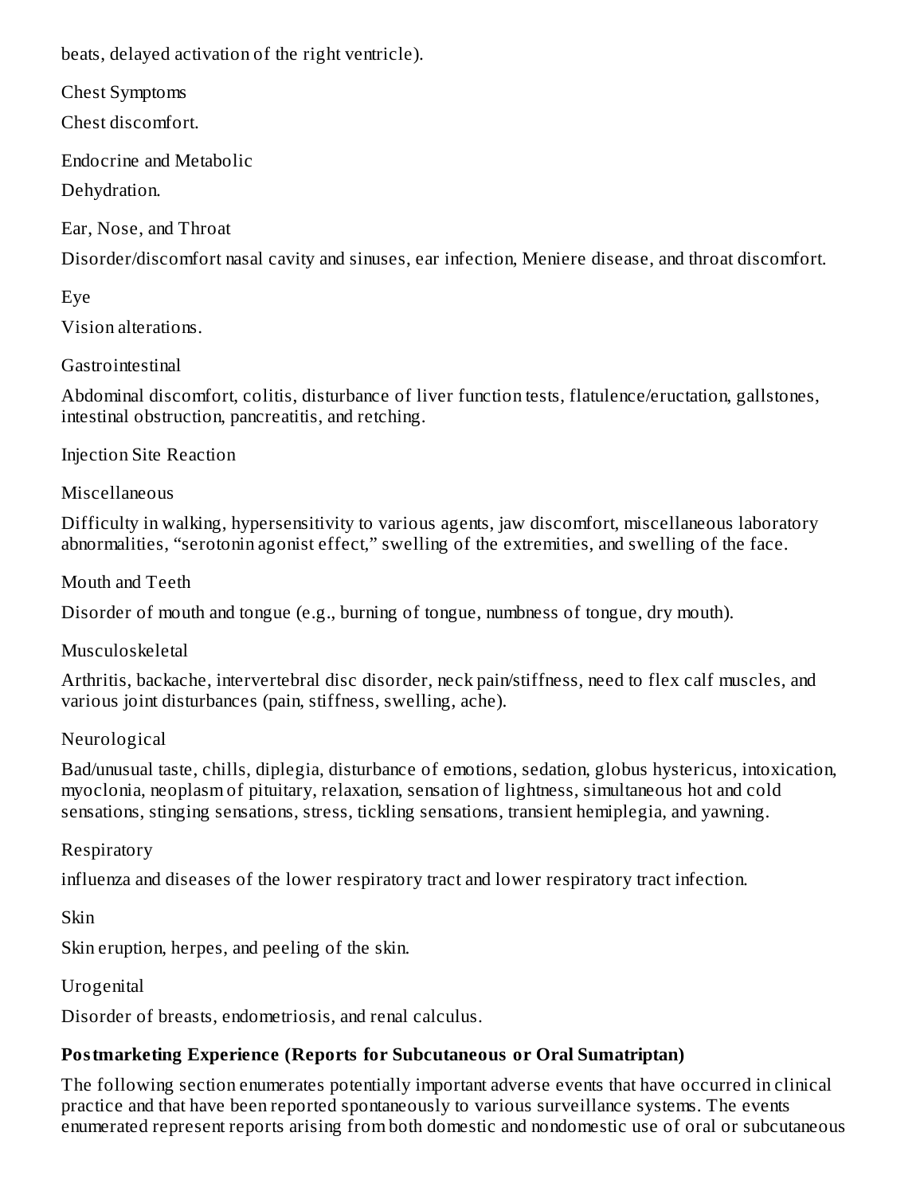beats, delayed activation of the right ventricle).

Chest Symptoms

Chest discomfort.

Endocrine and Metabolic

Dehydration.

Ear, Nose, and Throat

Disorder/discomfort nasal cavity and sinuses, ear infection, Meniere disease, and throat discomfort.

Eye

Vision alterations.

Gastrointestinal

Abdominal discomfort, colitis, disturbance of liver function tests, flatulence/eructation, gallstones, intestinal obstruction, pancreatitis, and retching.

Injection Site Reaction

Miscellaneous

Difficulty in walking, hypersensitivity to various agents, jaw discomfort, miscellaneous laboratory abnormalities, "serotonin agonist effect," swelling of the extremities, and swelling of the face.

Mouth and Teeth

Disorder of mouth and tongue (e.g., burning of tongue, numbness of tongue, dry mouth).

Musculoskeletal

Arthritis, backache, intervertebral disc disorder, neck pain/stiffness, need to flex calf muscles, and various joint disturbances (pain, stiffness, swelling, ache).

Neurological

Bad/unusual taste, chills, diplegia, disturbance of emotions, sedation, globus hystericus, intoxication, myoclonia, neoplasm of pituitary, relaxation, sensation of lightness, simultaneous hot and cold sensations, stinging sensations, stress, tickling sensations, transient hemiplegia, and yawning.

Respiratory

influenza and diseases of the lower respiratory tract and lower respiratory tract infection.

Skin

Skin eruption, herpes, and peeling of the skin.

Urogenital

Disorder of breasts, endometriosis, and renal calculus.

**Postmarketing Experience (Reports for Subcutaneous or Oral Sumatriptan)**

The following section enumerates potentially important adverse events that have occurred in clinical practice and that have been reported spontaneously to various surveillance systems. The events enumerated represent reports arising from both domestic and nondomestic use of oral or subcutaneous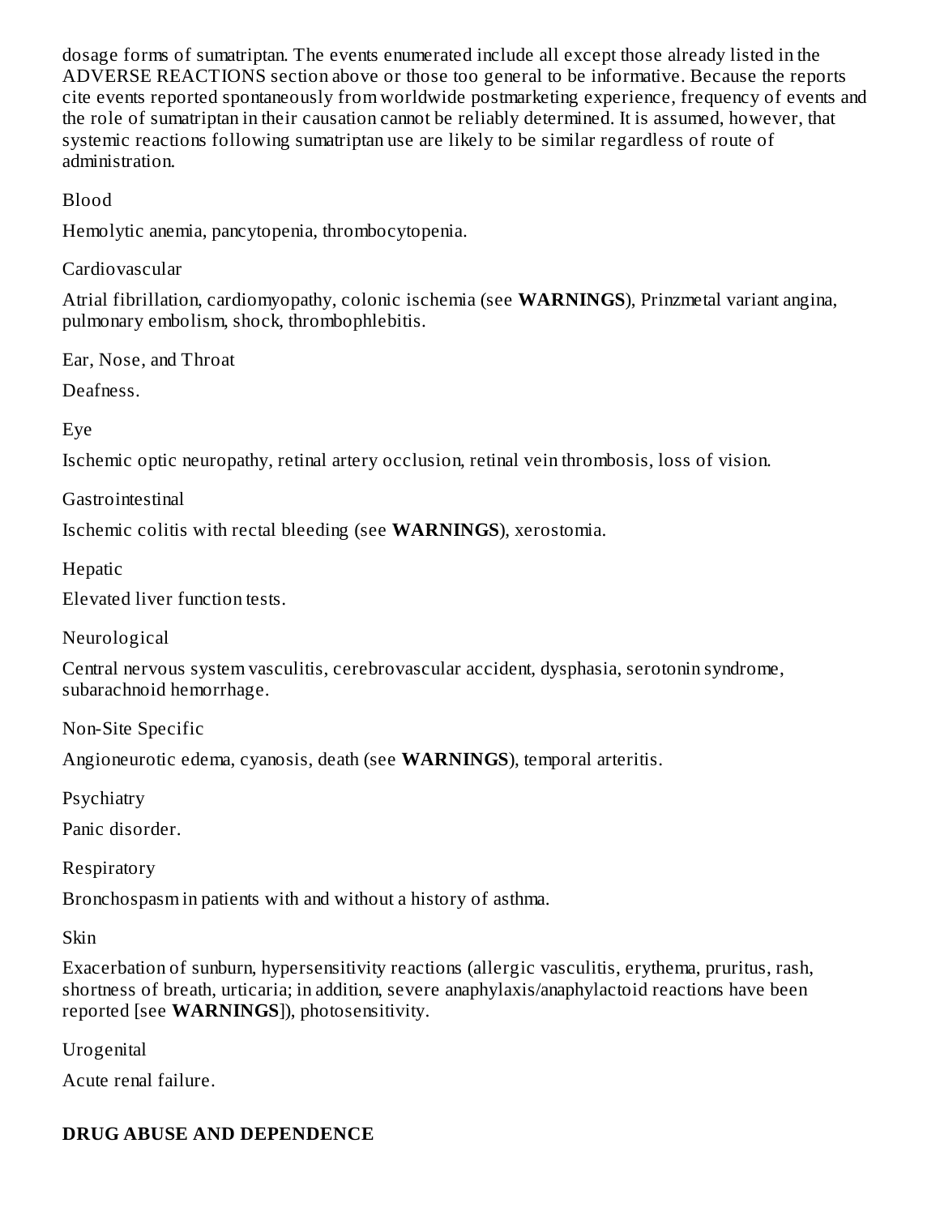dosage forms of sumatriptan. The events enumerated include all except those already listed in the ADVERSE REACTIONS section above or those too general to be informative. Because the reports cite events reported spontaneously from worldwide postmarketing experience, frequency of events and the role of sumatriptan in their causation cannot be reliably determined. It is assumed, however, that systemic reactions following sumatriptan use are likely to be similar regardless of route of administration.

Blood

Hemolytic anemia, pancytopenia, thrombocytopenia.

Cardiovascular

Atrial fibrillation, cardiomyopathy, colonic ischemia (see **WARNINGS**), Prinzmetal variant angina, pulmonary embolism, shock, thrombophlebitis.

Ear, Nose, and Throat

Deafness.

Eye

Ischemic optic neuropathy, retinal artery occlusion, retinal vein thrombosis, loss of vision.

Gastrointestinal

Ischemic colitis with rectal bleeding (see **WARNINGS**), xerostomia.

Hepatic

Elevated liver function tests.

Neurological

Central nervous system vasculitis, cerebrovascular accident, dysphasia, serotonin syndrome, subarachnoid hemorrhage.

Non-Site Specific

Angioneurotic edema, cyanosis, death (see **WARNINGS**), temporal arteritis.

Psychiatry

Panic disorder.

Respiratory

Bronchospasm in patients with and without a history of asthma.

Skin

Exacerbation of sunburn, hypersensitivity reactions (allergic vasculitis, erythema, pruritus, rash, shortness of breath, urticaria; in addition, severe anaphylaxis/anaphylactoid reactions have been reported [see **WARNINGS**]), photosensitivity.

Urogenital

Acute renal failure.

## DRUG ABUSE AND DEPENDENCE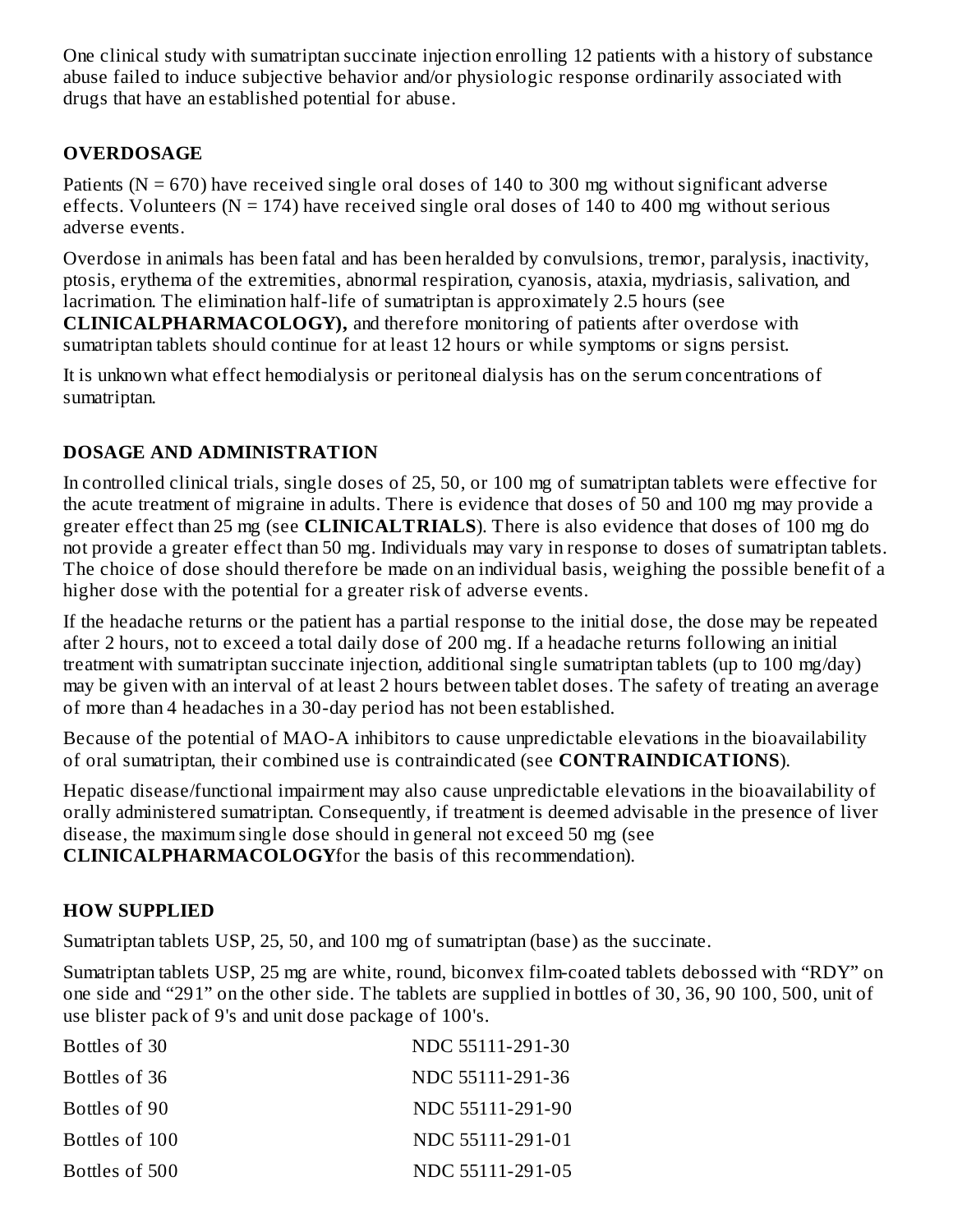One clinical study with sumatriptan succinate injection enrolling 12 patients with a history of substance abuse failed to induce subjective behavior and/or physiologic response ordinarily associated with drugs that have an established potential for abuse.

## OVERDOSAGE

Patients (N = 670) have received single oral doses of 140 to 300 mg without significant adverse effects. Volunteers (N = 174) have received single oral doses of 140 to 400 mg without serious adverse events.

Overdose in animals has been fatal and has been heralded by convulsions, tremor, paralysis, inactivity, ptosis, erythema of the extremities, abnormal respiration, cyanosis, ataxia, mydriasis, salivation, and lacrimation. The elimination half-life of sumatriptan is approximately 2.5 hours (see **CLINICALPHARMACOLOGY),** and therefore monitoring of patients after overdose with sumatriptan tablets should continue for at least 12 hours or while symptoms or signs persist.

It is unknown what effect hemodialysis or peritoneal dialysis has on the serum concentrations of sumatriptan.

## DOSAGE AND ADMINISTRATION

In controlled clinical trials, single doses of 25, 50, or 100 mg of sumatriptan tablets were effective for the acute treatment of migraine in adults. There is evidence that doses of 50 and 100 mg may provide a greater effect than 25 mg (see **CLINICALTRIALS**). There is also evidence that doses of 100 mg do not provide a greater effect than 50 mg. Individuals may vary in response to doses of sumatriptan tablets. The choice of dose should therefore be made on an individual basis, weighing the possible benefit of a higher dose with the potential for a greater risk of adverse events.

If the headache returns or the patient has a partial response to the initial dose, the dose may be repeated after 2 hours, not to exceed a total daily dose of 200 mg. If a headache returns following an initial treatment with sumatriptan succinate injection, additional single sumatriptan tablets (up to 100 mg/day) may be given with an interval of at least 2 hours between tablet doses. The safety of treating an average of more than 4 headaches in a 30-day period has not been established.

Because of the potential of MAO-A inhibitors to cause unpredictable elevations in the bioavailability of oral sumatriptan, their combined use is contraindicated (see **CONTRAINDICATIONS**).

Hepatic disease/functional impairment may also cause unpredictable elevations in the bioavailability of orally administered sumatriptan. Consequently, if treatment is deemed advisable in the presence of liver disease, the maximum single dose should in general not exceed 50 mg (see **CLINICALPHARMACOLOGY**for the basis of this recommendation).

## HOW SUPPLIED

Sumatriptan tablets USP, 25, 50, and 100 mg of sumatriptan (base) as the succinate.

Sumatriptan tablets USP, 25 mg are white, round, biconvex film-coated tablets debossed with “RDY” on one side and “291” on the other side. The tablets are supplied in bottles of 30, 36, 90 100, 500, unit of use blister pack of 9's and unit dose package of 100's.

| | |
|---|---|
| Bottles of 30 | NDC 55111-291-30 |
| Bottles of 36 | NDC 55111-291-36 |
| Bottles of 90 | NDC 55111-291-90 |
| Bottles of 100 | NDC 55111-291-01 |
| Bottles of 500 | NDC 55111-291-05 |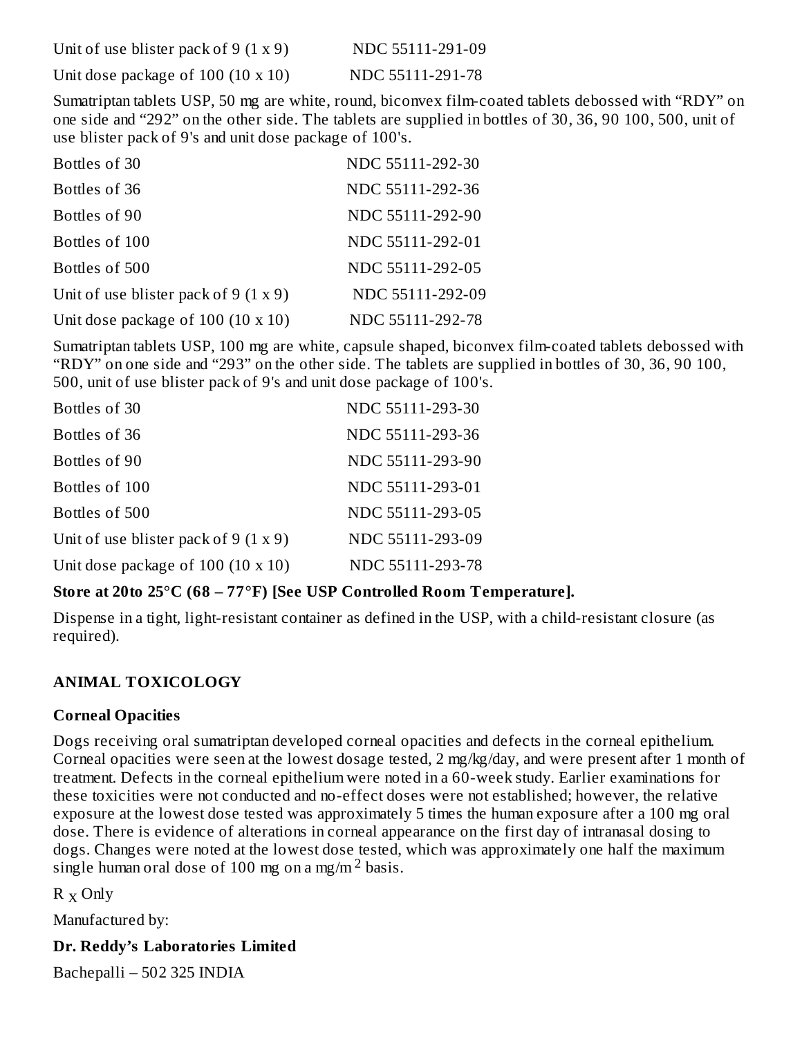| | |
|---|---|
| Unit of use blister pack of 9 (1 x 9) | NDC 55111-291-09 |
| Unit dose package of 100 (10 x 10) | NDC 55111-291-78 |

Sumatriptan tablets USP, 50 mg are white, round, biconvex film-coated tablets debossed with “RDY” on one side and “292” on the other side. The tablets are supplied in bottles of 30, 36, 90 100, 500, unit of use blister pack of 9's and unit dose package of 100's.

| | |
|---|---|
| Bottles of 30 | NDC 55111-292-30 |
| Bottles of 36 | NDC 55111-292-36 |
| Bottles of 90 | NDC 55111-292-90 |
| Bottles of 100 | NDC 55111-292-01 |
| Bottles of 500 | NDC 55111-292-05 |
| Unit of use blister pack of 9 (1 x 9) | NDC 55111-292-09 |
| Unit dose package of 100 (10 x 10) | NDC 55111-292-78 |

Sumatriptan tablets USP, 100 mg are white, capsule shaped, biconvex film-coated tablets debossed with “RDY” on one side and “293” on the other side. The tablets are supplied in bottles of 30, 36, 90 100, 500, unit of use blister pack of 9's and unit dose package of 100's.

| | |
|---|---|
| Bottles of 30 | NDC 55111-293-30 |
| Bottles of 36 | NDC 55111-293-36 |
| Bottles of 90 | NDC 55111-293-90 |
| Bottles of 100 | NDC 55111-293-01 |
| Bottles of 500 | NDC 55111-293-05 |
| Unit of use blister pack of 9 (1 x 9) | NDC 55111-293-09 |
| Unit dose package of 100 (10 x 10) | NDC 55111-293-78 |

**Store at 20to 25°C (68 – 77°F) [See USP Controlled Room Temperature].**

Dispense in a tight, light-resistant container as defined in the USP, with a child-resistant closure (as required).

## ANIMAL TOXICOLOGY

### Corneal Opacities

Dogs receiving oral sumatriptan developed corneal opacities and defects in the corneal epithelium. Corneal opacities were seen at the lowest dosage tested, 2 mg/kg/day, and were present after 1 month of treatment. Defects in the corneal epithelium were noted in a 60-week study. Earlier examinations for these toxicities were not conducted and no-effect doses were not established; however, the relative exposure at the lowest dose tested was approximately 5 times the human exposure after a 100 mg oral dose. There is evidence of alterations in corneal appearance on the first day of intranasal dosing to dogs. Changes were noted at the lowest dose tested, which was approximately one half the maximum single human oral dose of 100 mg on a mg/m$^2$ basis.

$R_X$ Only

Manufactured by:

**Dr. Reddy’s Laboratories Limited**

Bachepalli – 502 325 INDIA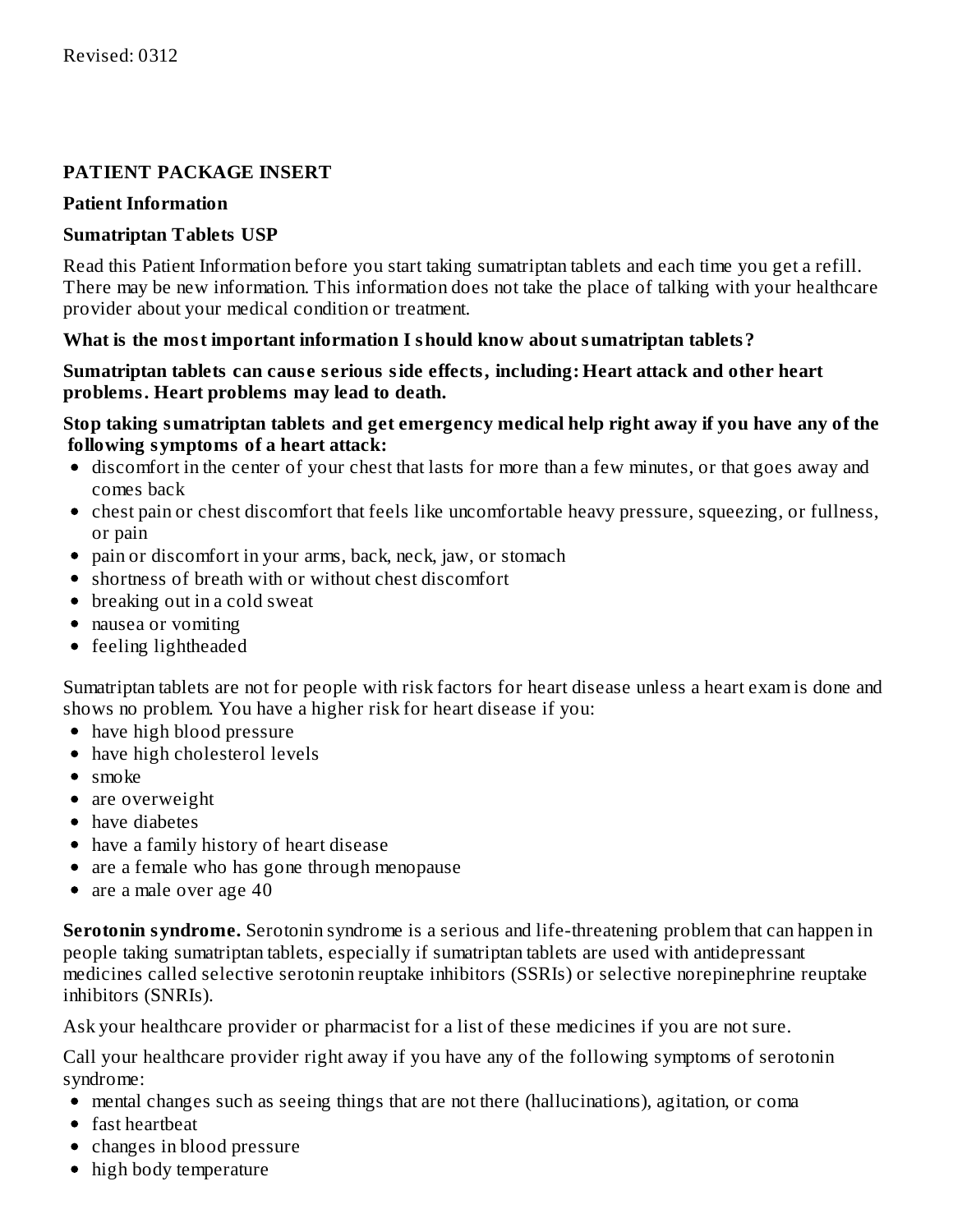Revised: 0312

## PATIENT PACKAGE INSERT

**Patient Information**

**Sumatriptan Tablets USP**

Read this Patient Information before you start taking sumatriptan tablets and each time you get a refill. There may be new information. This information does not take the place of talking with your healthcare provider about your medical condition or treatment.

**What is the most important information I should know about sumatriptan tablets?**

**Sumatriptan tablets can cause serious side effects, including: Heart attack and other heart problems. Heart problems may lead to death.**

**Stop taking sumatriptan tablets and get emergency medical help right away if you have any of the following symptoms of a heart attack:**

- discomfort in the center of your chest that lasts for more than a few minutes, or that goes away and comes back
- chest pain or chest discomfort that feels like uncomfortable heavy pressure, squeezing, or fullness, or pain
- pain or discomfort in your arms, back, neck, jaw, or stomach
- shortness of breath with or without chest discomfort
- breaking out in a cold sweat
- nausea or vomiting
- feeling lightheaded

Sumatriptan tablets are not for people with risk factors for heart disease unless a heart exam is done and shows no problem. You have a higher risk for heart disease if you:

- have high blood pressure
- have high cholesterol levels
- smoke
- are overweight
- have diabetes
- have a family history of heart disease
- are a female who has gone through menopause
- are a male over age 40

**Serotonin syndrome.** Serotonin syndrome is a serious and life-threatening problem that can happen in people taking sumatriptan tablets, especially if sumatriptan tablets are used with antidepressant medicines called selective serotonin reuptake inhibitors (SSRIs) or selective norepinephrine reuptake inhibitors (SNRIs).

Ask your healthcare provider or pharmacist for a list of these medicines if you are not sure.

Call your healthcare provider right away if you have any of the following symptoms of serotonin syndrome:

- mental changes such as seeing things that are not there (hallucinations), agitation, or coma
- fast heartbeat
- changes in blood pressure
- high body temperature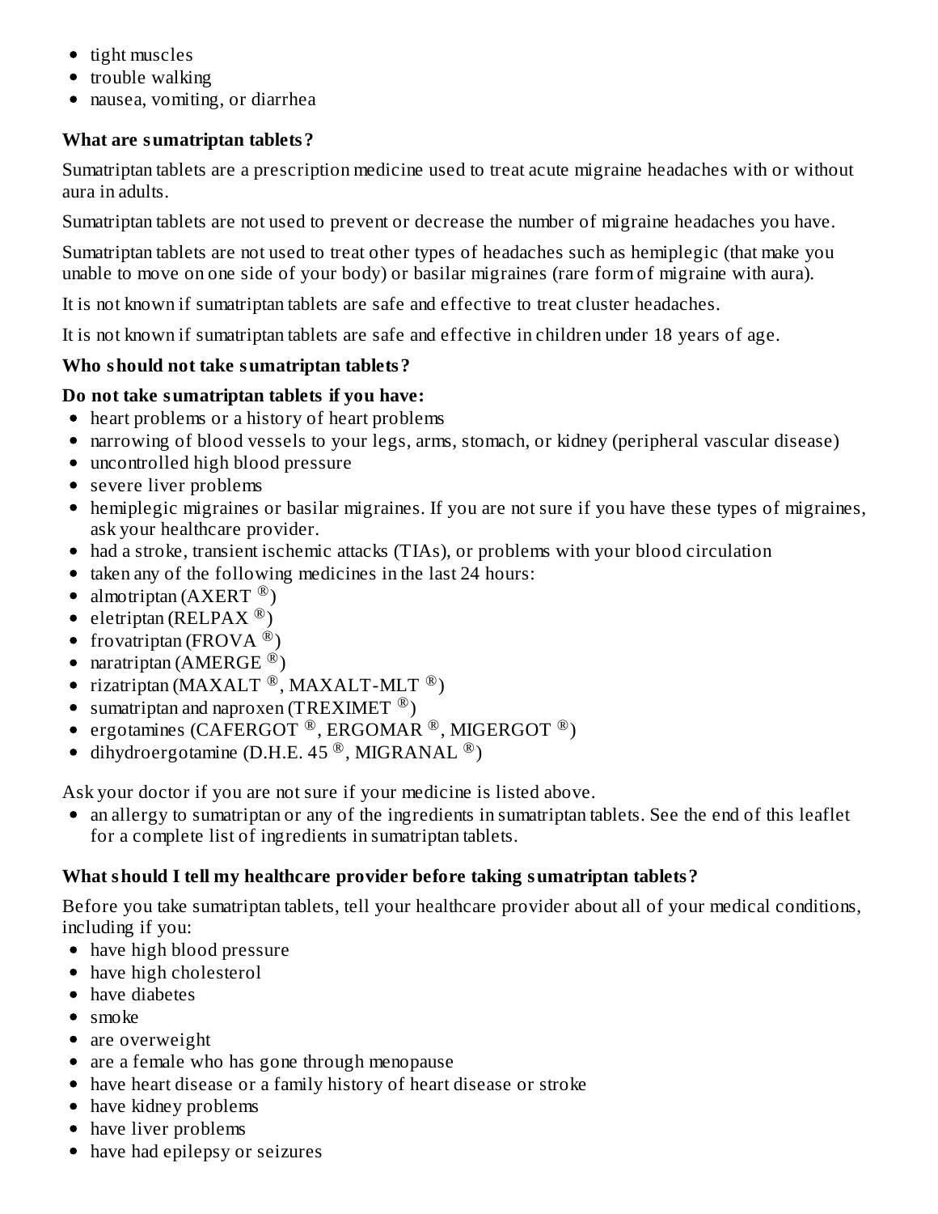- tight muscles
- trouble walking
- nausea, vomiting, or diarrhea

**What are sumatriptan tablets?**

Sumatriptan tablets are a prescription medicine used to treat acute migraine headaches with or without aura in adults.

Sumatriptan tablets are not used to prevent or decrease the number of migraine headaches you have.

Sumatriptan tablets are not used to treat other types of headaches such as hemiplegic (that make you unable to move on one side of your body) or basilar migraines (rare form of migraine with aura).

It is not known if sumatriptan tablets are safe and effective to treat cluster headaches.

It is not known if sumatriptan tablets are safe and effective in children under 18 years of age.

**Who should not take sumatriptan tablets?**

**Do not take sumatriptan tablets if you have:**

- heart problems or a history of heart problems
- narrowing of blood vessels to your legs, arms, stomach, or kidney (peripheral vascular disease)
- uncontrolled high blood pressure
- severe liver problems
- hemiplegic migraines or basilar migraines. If you are not sure if you have these types of migraines, ask your healthcare provider.
- had a stroke, transient ischemic attacks (TIAs), or problems with your blood circulation
- taken any of the following medicines in the last 24 hours:
- almotriptan (AXERT ®)
- eletriptan (RELPAX ®)
- frovatriptan (FROVA ®)
- naratriptan (AMERGE ®)
- rizatriptan (MAXALT ®, MAXALT-MLT ®)
- sumatriptan and naproxen (TREXIMET ®)
- ergotamines (CAFERGOT ®, ERGOMAR ®, MIGERGOT ®)
- dihydroergotamine (D.H.E. 45 ®, MIGRANAL ®)

Ask your doctor if you are not sure if your medicine is listed above.

- an allergy to sumatriptan or any of the ingredients in sumatriptan tablets. See the end of this leaflet for a complete list of ingredients in sumatriptan tablets.

**What should I tell my healthcare provider before taking sumatriptan tablets?**

Before you take sumatriptan tablets, tell your healthcare provider about all of your medical conditions, including if you:

- have high blood pressure
- have high cholesterol
- have diabetes
- smoke
- are overweight
- are a female who has gone through menopause
- have heart disease or a family history of heart disease or stroke
- have kidney problems
- have liver problems
- have had epilepsy or seizures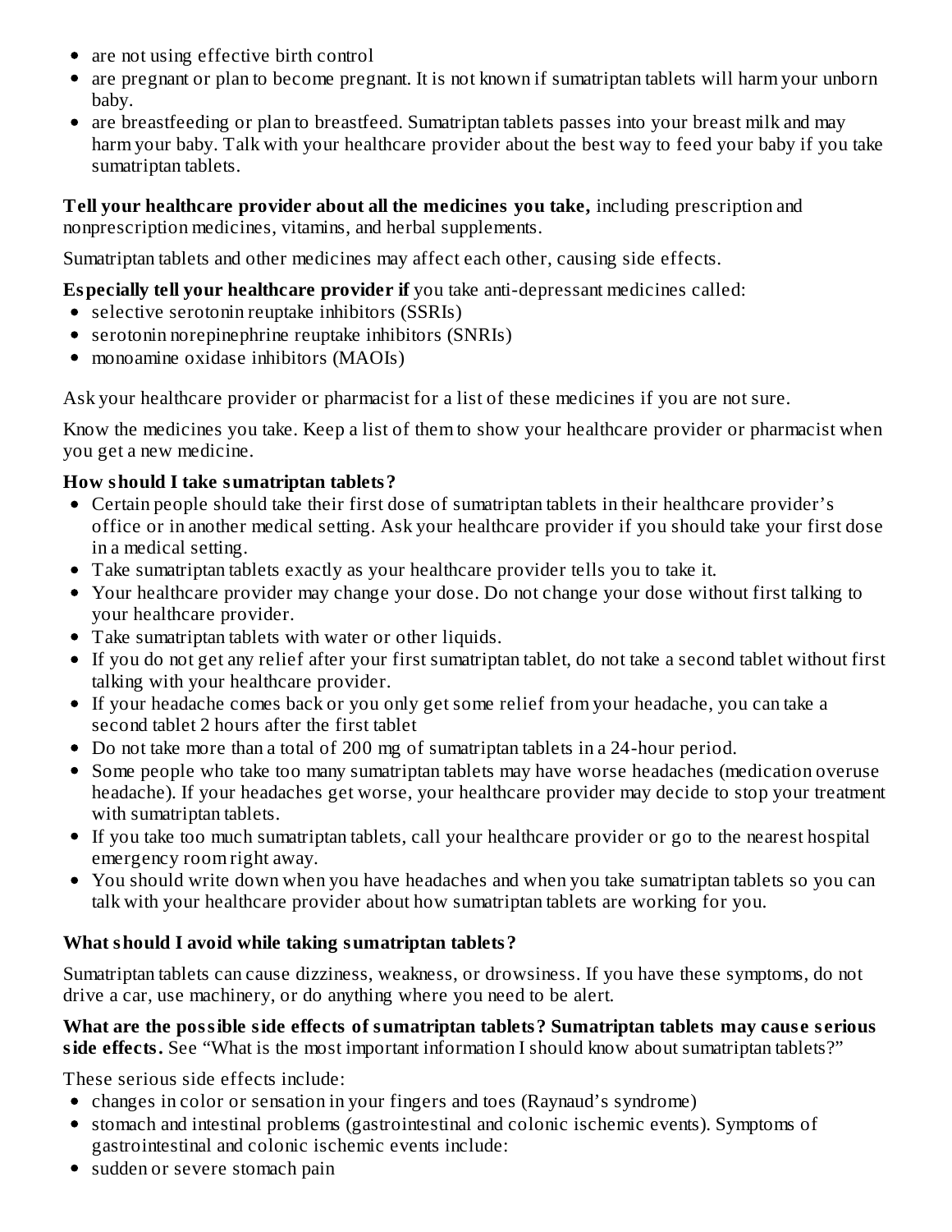- are not using effective birth control
- are pregnant or plan to become pregnant. It is not known if sumatriptan tablets will harm your unborn baby.
- are breastfeeding or plan to breastfeed. Sumatriptan tablets passes into your breast milk and may harm your baby. Talk with your healthcare provider about the best way to feed your baby if you take sumatriptan tablets.

**Tell your healthcare provider about all the medicines you take,** including prescription and nonprescription medicines, vitamins, and herbal supplements.

Sumatriptan tablets and other medicines may affect each other, causing side effects.

**Especially tell your healthcare provider if** you take anti-depressant medicines called:

- selective serotonin reuptake inhibitors (SSRIs)
- serotonin norepinephrine reuptake inhibitors (SNRIs)
- monoamine oxidase inhibitors (MAOIs)

Ask your healthcare provider or pharmacist for a list of these medicines if you are not sure.

Know the medicines you take. Keep a list of them to show your healthcare provider or pharmacist when you get a new medicine.

**How should I take sumatriptan tablets?**

- Certain people should take their first dose of sumatriptan tablets in their healthcare provider's office or in another medical setting. Ask your healthcare provider if you should take your first dose in a medical setting.
- Take sumatriptan tablets exactly as your healthcare provider tells you to take it.
- Your healthcare provider may change your dose. Do not change your dose without first talking to your healthcare provider.
- Take sumatriptan tablets with water or other liquids.
- If you do not get any relief after your first sumatriptan tablet, do not take a second tablet without first talking with your healthcare provider.
- If your headache comes back or you only get some relief from your headache, you can take a second tablet 2 hours after the first tablet
- Do not take more than a total of 200 mg of sumatriptan tablets in a 24-hour period.
- Some people who take too many sumatriptan tablets may have worse headaches (medication overuse headache). If your headaches get worse, your healthcare provider may decide to stop your treatment with sumatriptan tablets.
- If you take too much sumatriptan tablets, call your healthcare provider or go to the nearest hospital emergency room right away.
- You should write down when you have headaches and when you take sumatriptan tablets so you can talk with your healthcare provider about how sumatriptan tablets are working for you.

**What should I avoid while taking sumatriptan tablets?**

Sumatriptan tablets can cause dizziness, weakness, or drowsiness. If you have these symptoms, do not drive a car, use machinery, or do anything where you need to be alert.

**What are the possible side effects of sumatriptan tablets? Sumatriptan tablets may cause serious side effects.** See "What is the most important information I should know about sumatriptan tablets?"

These serious side effects include:

- changes in color or sensation in your fingers and toes (Raynaud's syndrome)
- stomach and intestinal problems (gastrointestinal and colonic ischemic events). Symptoms of gastrointestinal and colonic ischemic events include:
- sudden or severe stomach pain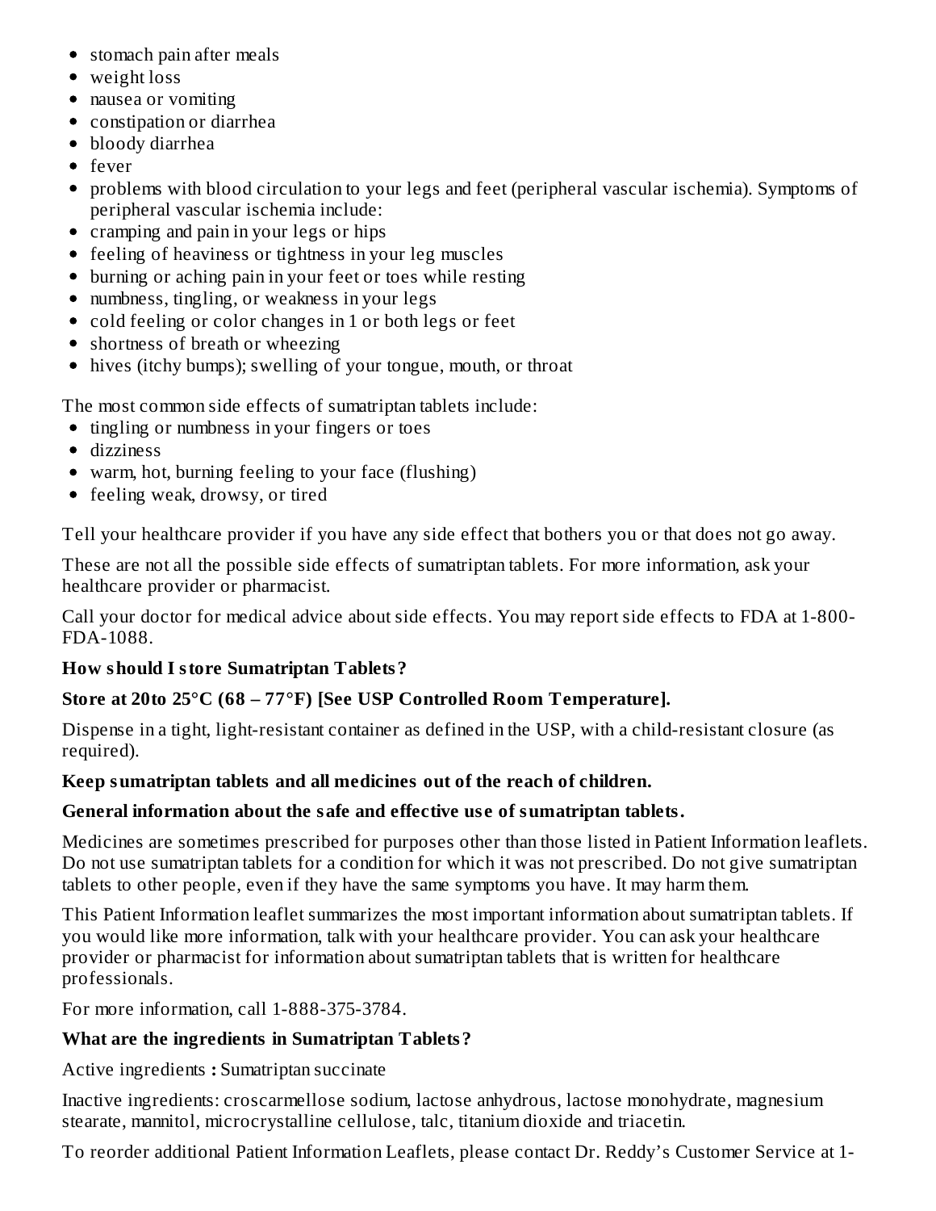- stomach pain after meals
- weight loss
- nausea or vomiting
- constipation or diarrhea
- bloody diarrhea
- fever
- problems with blood circulation to your legs and feet (peripheral vascular ischemia). Symptoms of peripheral vascular ischemia include:
- cramping and pain in your legs or hips
- feeling of heaviness or tightness in your leg muscles
- burning or aching pain in your feet or toes while resting
- numbness, tingling, or weakness in your legs
- cold feeling or color changes in 1 or both legs or feet
- shortness of breath or wheezing
- hives (itchy bumps); swelling of your tongue, mouth, or throat

The most common side effects of sumatriptan tablets include:

- tingling or numbness in your fingers or toes
- dizziness
- warm, hot, burning feeling to your face (flushing)
- feeling weak, drowsy, or tired

Tell your healthcare provider if you have any side effect that bothers you or that does not go away.

These are not all the possible side effects of sumatriptan tablets. For more information, ask your healthcare provider or pharmacist.

Call your doctor for medical advice about side effects. You may report side effects to FDA at 1-800-FDA-1088.

**How should I store Sumatriptan Tablets?**

**Store at 20to 25°C (68 – 77°F) [See USP Controlled Room Temperature].**

Dispense in a tight, light-resistant container as defined in the USP, with a child-resistant closure (as required).

**Keep sumatriptan tablets and all medicines out of the reach of children.**

**General information about the safe and effective use of sumatriptan tablets.**

Medicines are sometimes prescribed for purposes other than those listed in Patient Information leaflets. Do not use sumatriptan tablets for a condition for which it was not prescribed. Do not give sumatriptan tablets to other people, even if they have the same symptoms you have. It may harm them.

This Patient Information leaflet summarizes the most important information about sumatriptan tablets. If you would like more information, talk with your healthcare provider. You can ask your healthcare provider or pharmacist for information about sumatriptan tablets that is written for healthcare professionals.

For more information, call 1-888-375-3784.

**What are the ingredients in Sumatriptan Tablets?**

Active ingredients **:** Sumatriptan succinate

Inactive ingredients: croscarmellose sodium, lactose anhydrous, lactose monohydrate, magnesium stearate, mannitol, microcrystalline cellulose, talc, titanium dioxide and triacetin.

To reorder additional Patient Information Leaflets, please contact Dr. Reddy's Customer Service at 1-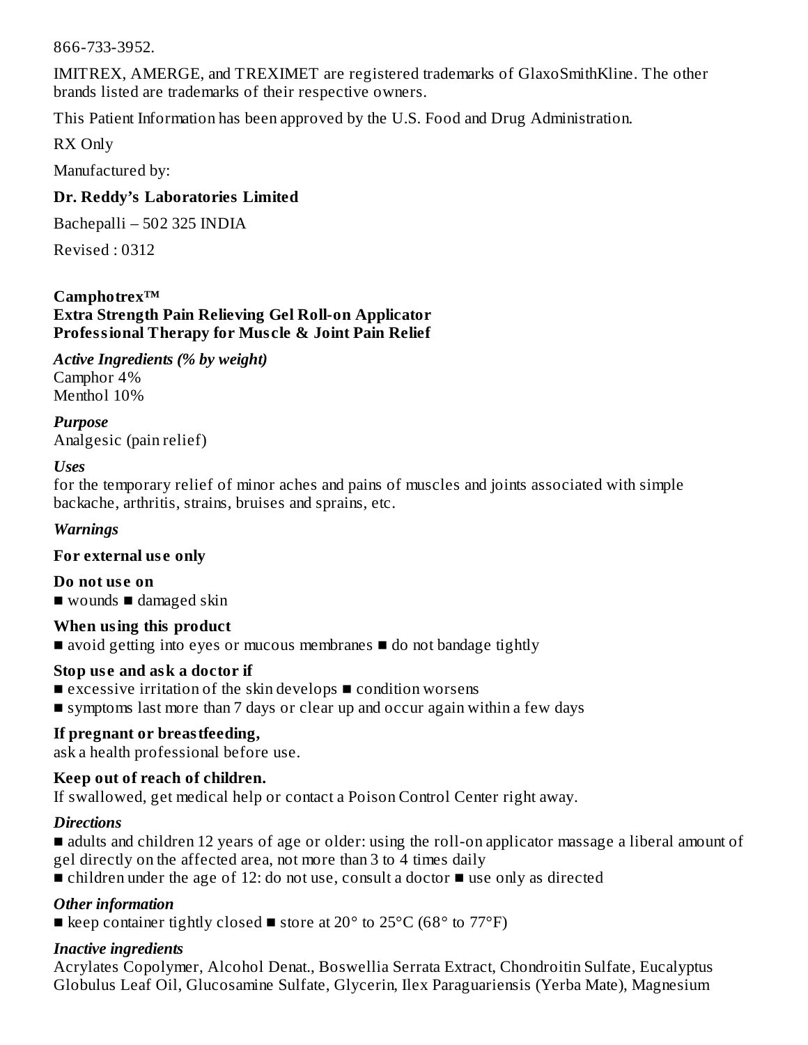866-733-3952.

IMITREX, AMERGE, and TREXIMET are registered trademarks of GlaxoSmithKline. The other brands listed are trademarks of their respective owners.

This Patient Information has been approved by the U.S. Food and Drug Administration.

RX Only

Manufactured by:

**Dr. Reddy's Laboratories Limited**

Bachepalli – 502 325 INDIA

Revised : 0312

**Camphotrex™**
**Extra Strength Pain Relieving Gel Roll-on Applicator**
**Professional Therapy for Muscle & Joint Pain Relief**

***Active Ingredients (% by weight)***
Camphor 4%
Menthol 10%

***Purpose***
Analgesic (pain relief)

***Uses***
for the temporary relief of minor aches and pains of muscles and joints associated with simple backache, arthritis, strains, bruises and sprains, etc.

***Warnings***

**For external use only**

**Do not use on**
■ wounds ■ damaged skin

**When using this product**
■ avoid getting into eyes or mucous membranes ■ do not bandage tightly

**Stop use and ask a doctor if**
■ excessive irritation of the skin develops ■ condition worsens
■ symptoms last more than 7 days or clear up and occur again within a few days

**If pregnant or breastfeeding,**
ask a health professional before use.

**Keep out of reach of children.**
If swallowed, get medical help or contact a Poison Control Center right away.

***Directions***
■ adults and children 12 years of age or older: using the roll-on applicator massage a liberal amount of gel directly on the affected area, not more than 3 to 4 times daily
■ children under the age of 12: do not use, consult a doctor ■ use only as directed

***Other information***
■ keep container tightly closed ■ store at 20° to 25°C (68° to 77°F)

***Inactive ingredients***
Acrylates Copolymer, Alcohol Denat., Boswellia Serrata Extract, Chondroitin Sulfate, Eucalyptus Globulus Leaf Oil, Glucosamine Sulfate, Glycerin, Ilex Paraguariensis (Yerba Mate), Magnesium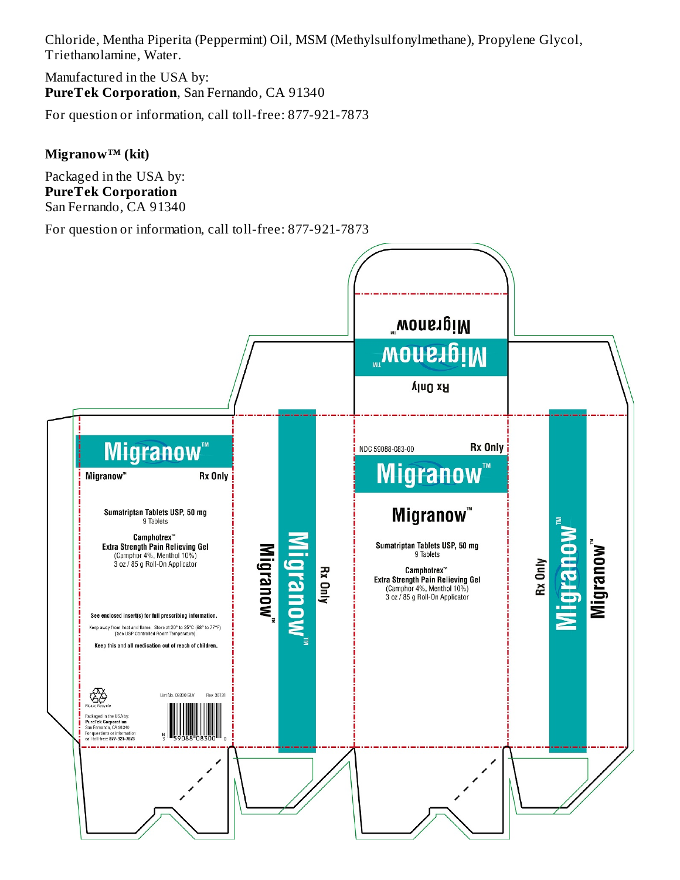Chloride, Mentha Piperita (Peppermint) Oil, MSM (Methylsulfonylmethane), Propylene Glycol, Triethanolamine, Water.

Manufactured in the USA by:
**PureTek Corporation**, San Fernando, CA 91340

For question or information, call toll-free: 877-921-7873

**Migranow™ (kit)**

Packaged in the USA by:
**PureTek Corporation**
San Fernando, CA 91340

For question or information, call toll-free: 877-921-7873

Migranow™

Rx Only

NDC 59088-083-00

Rx Only

**Migranow™**

**Migranow™**

Sumatriptan Tablets USP, 50 mg
9 Tablets

Camphotrex™
Extra Strength Pain Relieving Gel
(Camphor 4%, Menthol 10%)
3 oz / 85 g Roll-On Applicator

**Migranow™**

Migranow™ Rx Only

Sumatriptan Tablets USP, 50 mg
9 Tablets

Camphotrex™
Extra Strength Pain Relieving Gel
(Camphor 4%, Menthol 10%)
3 oz / 85 g Roll-On Applicator

See enclosed insert(s) for full prescribing information.

Keep away from heat and flame. Store at 20° to 25°C (68° to 77°F) [See USP Controlled Room Temperature].

Keep this and all medication out of reach of children.

Please Recycle

List No. 08300 GLV Rev. 36731

Packaged in the USA by:
PureTek Corporation
San Fernando, CA 91340
For questions or information call toll-free: 877-921-7873

N 3 59088 08300 0

Migranow™ Rx Only

Rx Only Migranow™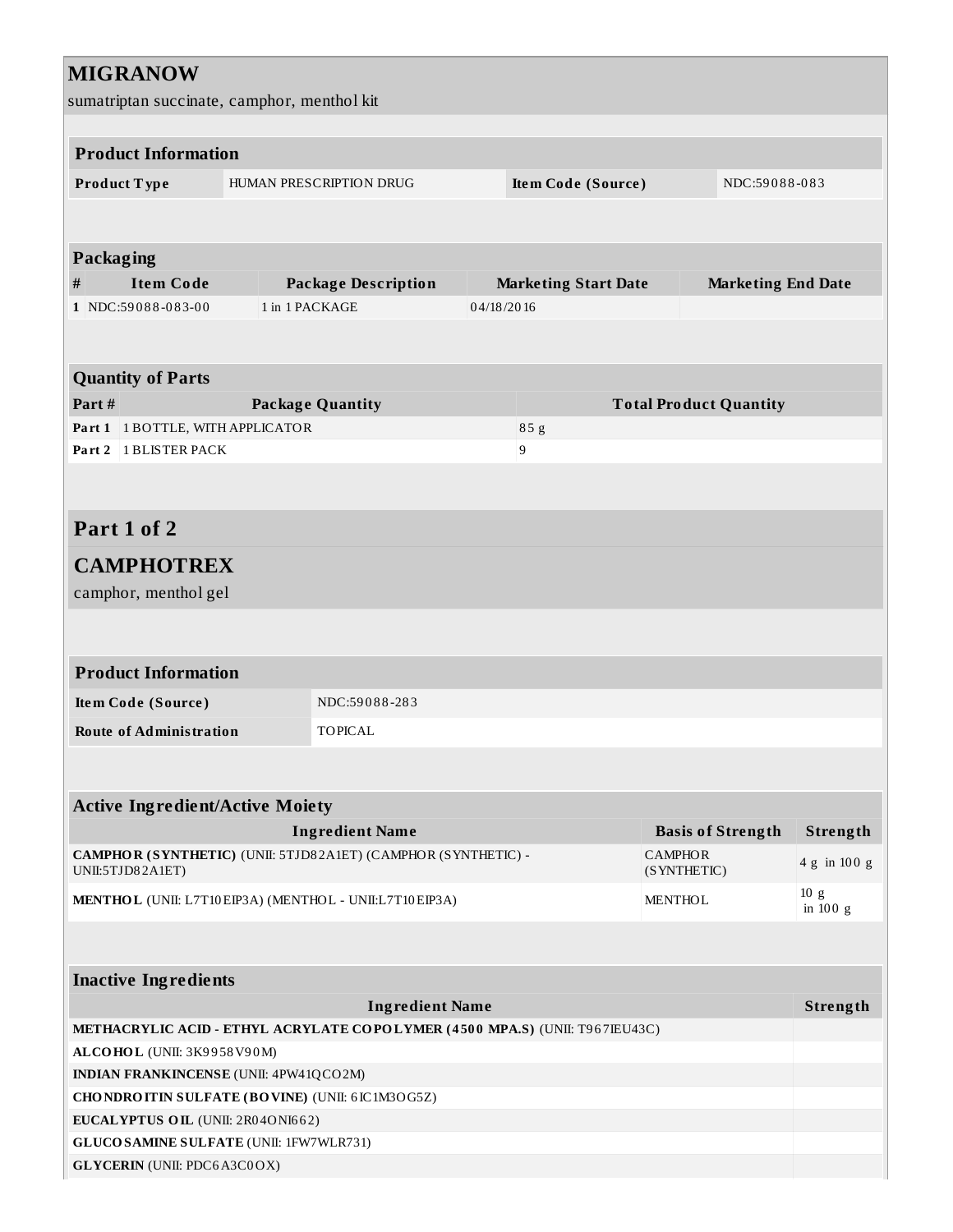## MIGRANOW

sumatriptan succinate, camphor, menthol kit

| Product Information | | | |
|---|---|---|---|
| **Product Type** | HUMAN PRESCRIPTION DRUG | **Item Code (Source)** | NDC:59088-083 |

| Packaging | | | | |
|---|---|---|---|---|
| **#** | **Item Code** | **Package Description** | **Marketing Start Date** | **Marketing End Date** |
| **1** | NDC:59088-083-00 | 1 in 1 PACKAGE | 04/18/2016 | |

| Quantity of Parts | | |
|---|---|---|
| **Part #** | **Package Quantity** | **Total Product Quantity** |
| **Part 1** | 1 BOTTLE, WITH APPLICATOR | 85 g |
| **Part 2** | 1 BLISTER PACK | 9 |

## Part 1 of 2

## CAMPHOTREX

camphor, menthol gel

| Product Information | |
|---|---|
| **Item Code (Source)** | NDC:59088-283 |
| **Route of Administration** | TOPICAL |

| Active Ingredient/Active Moiety | | |
|---|---|---|
| **Ingredient Name** | **Basis of Strength** | **Strength** |
| **CAMPHOR (SYNTHETIC)** (UNII: 5TJD82A1ET) (CAMPHOR (SYNTHETIC) - UNII:5TJD82A1ET) | CAMPHOR (SYNTHETIC) | 4 g in 100 g |
| **MENTHOL** (UNII: L7T10EIP3A) (MENTHOL - UNII:L7T10EIP3A) | MENTHOL | 10 g in 100 g |

| Inactive Ingredients | |
|---|---|
| **Ingredient Name** | **Strength** |
| **METHACRYLIC ACID - ETHYL ACRYLATE COPOLYMER (4500 MPA.S)** (UNII: T967IEU43C) | |
| **ALCOHOL** (UNII: 3K9958V90M) | |
| **INDIAN FRANKINCENSE** (UNII: 4PW41QCO2M) | |
| **CHONDROITIN SULFATE (BOVINE)** (UNII: 6IC1M3OG5Z) | |
| **EUCALYPTUS OIL** (UNII: 2R04ONI662) | |
| **GLUCOSAMINE SULFATE** (UNII: 1FW7WLR731) | |
| **GLYCERIN** (UNII: PDC6A3C0OX) | |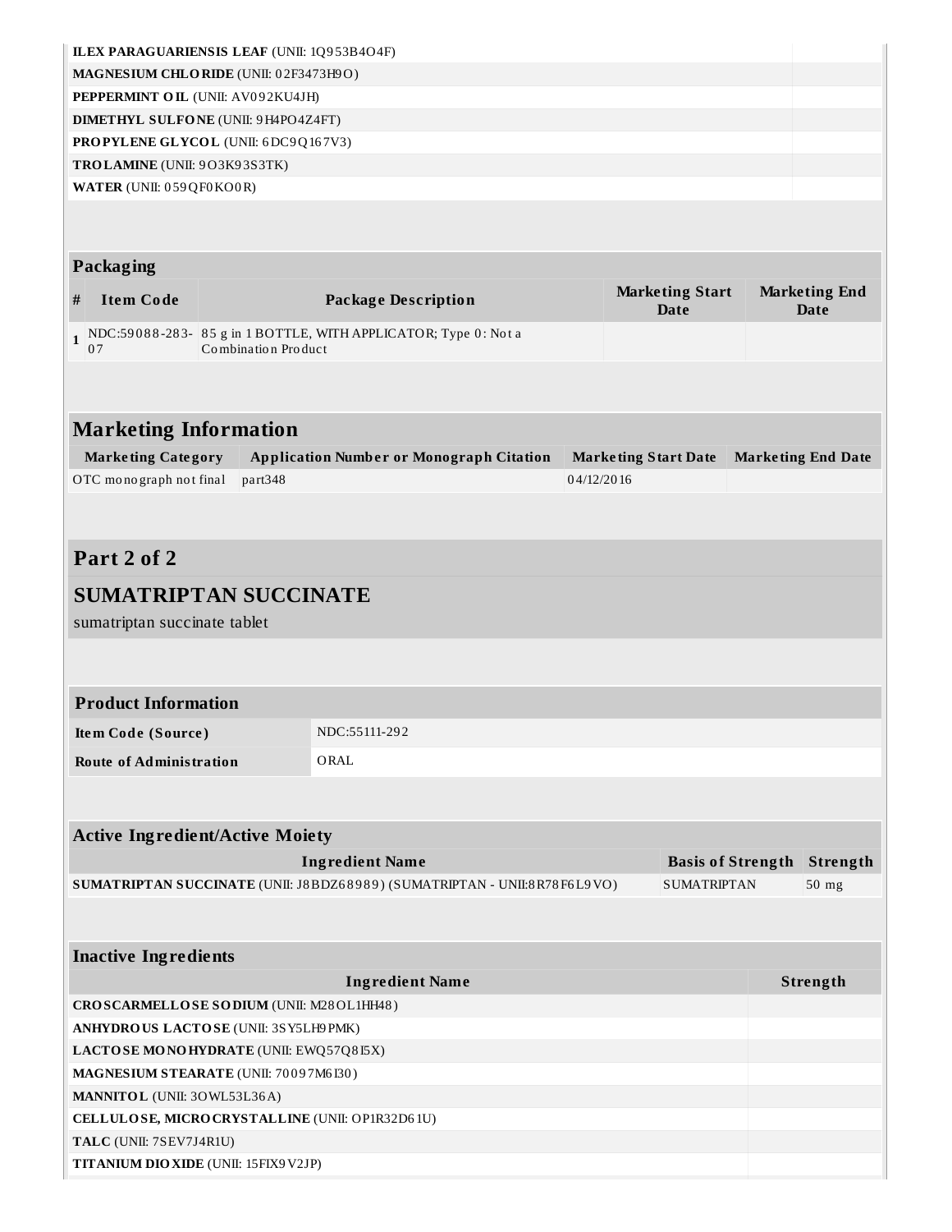| | |
|---|---|
| **ILEX PARAGUARIENSIS LEAF** (UNII: 1Q953B4O4F) | |
| **MAGNESIUM CHLORIDE** (UNII: 02F3473H9O) | |
| **PEPPERMINT OIL** (UNII: AV092KU4JH) | |
| **DIMETHYL SULFONE** (UNII: 9H4PO4Z4FT) | |
| **PROPYLENE GLYCOL** (UNII: 6DC9Q167V3) | |
| **TROLAMINE** (UNII: 9O3K93S3TK) | |
| **WATER** (UNII: 059QF0KO0R) | |

### Packaging

| # | Item Code | Package Description | Marketing Start Date | Marketing End Date |
|---|---|---|---|---|
| 1 | NDC:59088-283-07 | 85 g in 1 BOTTLE, WITH APPLICATOR; Type 0: Not a Combination Product | | |

## Marketing Information

| Marketing Category | Application Number or Monograph Citation | Marketing Start Date | Marketing End Date |
|---|---|---|---|
| OTC monograph not final | part348 | 04/12/2016 | |

## Part 2 of 2

## SUMATRIPTAN SUCCINATE

sumatriptan succinate tablet

### Product Information

| | |
|---|---|
| **Item Code (Source)** | NDC:55111-292 |
| **Route of Administration** | ORAL |

### Active Ingredient/Active Moiety

| Ingredient Name | Basis of Strength | Strength |
|---|---|---|
| **SUMATRIPTAN SUCCINATE** (UNII: J8BDZ68989) (SUMATRIPTAN - UNII:8R78F6L9VO) | SUMATRIPTAN | 50 mg |

### Inactive Ingredients

| Ingredient Name | Strength |
|---|---|
| **CROSCARMELLOSE SODIUM** (UNII: M28OL1HH48) | |
| **ANHYDROUS LACTOSE** (UNII: 3SY5LH9PMK) | |
| **LACTOSE MONOHYDRATE** (UNII: EWQ57Q8I5X) | |
| **MAGNESIUM STEARATE** (UNII: 70097M6I30) | |
| **MANNITOL** (UNII: 3OWL53L36A) | |
| **CELLULOSE, MICROCRYSTALLINE** (UNII: OP1R32D61U) | |
| **TALC** (UNII: 7SEV7J4R1U) | |
| **TITANIUM DIOXIDE** (UNII: 15FIX9V2JP) | |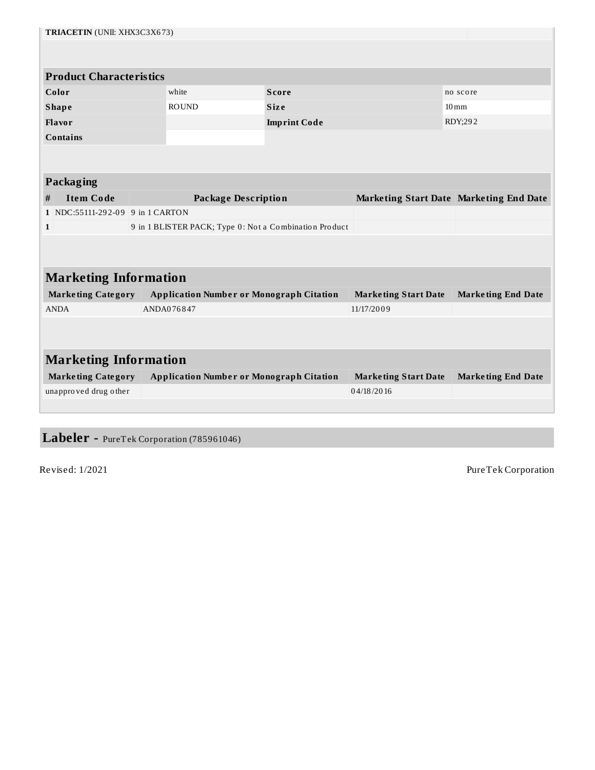| | |
|---|---|
| **TRIACETIN** (UNII: XHX3C3X673) | |

| Product Characteristics | | | |
|---|---|---|---|
| **Color** | white | **Score** | no score |
| **Shape** | ROUND | **Size** | 10mm |
| **Flavor** | | **Imprint Code** | RDY;292 |
| **Contains** | | | |

| Packaging | | | | |
|---|---|---|---|---|
| **#** | **Item Code** | **Package Description** | **Marketing Start Date** | **Marketing End Date** |
| 1 | NDC:55111-292-09 | 9 in 1 CARTON | | |
| 1 | | 9 in 1 BLISTER PACK; Type 0: Not a Combination Product | | |

## Marketing Information

| Marketing Category | Application Number or Monograph Citation | Marketing Start Date | Marketing End Date |
|---|---|---|---|
| ANDA | ANDA076847 | 11/17/2009 | |

## Marketing Information

| Marketing Category | Application Number or Monograph Citation | Marketing Start Date | Marketing End Date |
|---|---|---|---|
| unapproved drug other | | 04/18/2016 | |

## Labeler - PureTek Corporation (785961046)

Revised: 1/2021

PureTek Corporation